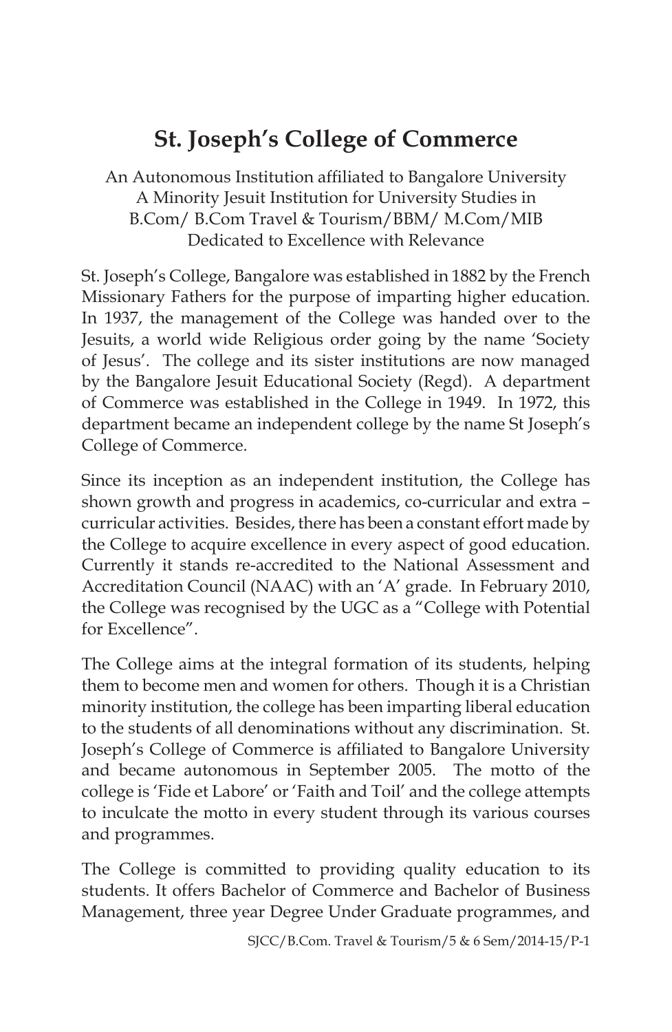# St. Joseph's College of Commerce

An Autonomous Institution affiliated to Bangalore University
A Minority Jesuit Institution for University Studies in
B.Com/ B.Com Travel & Tourism/BBM/ M.Com/MIB
Dedicated to Excellence with Relevance

St. Joseph's College, Bangalore was established in 1882 by the French Missionary Fathers for the purpose of imparting higher education. In 1937, the management of the College was handed over to the Jesuits, a world wide Religious order going by the name 'Society of Jesus'. The college and its sister institutions are now managed by the Bangalore Jesuit Educational Society (Regd). A department of Commerce was established in the College in 1949. In 1972, this department became an independent college by the name St Joseph's College of Commerce.

Since its inception as an independent institution, the College has shown growth and progress in academics, co-curricular and extra – curricular activities. Besides, there has been a constant effort made by the College to acquire excellence in every aspect of good education. Currently it stands re-accredited to the National Assessment and Accreditation Council (NAAC) with an 'A' grade. In February 2010, the College was recognised by the UGC as a "College with Potential for Excellence".

The College aims at the integral formation of its students, helping them to become men and women for others. Though it is a Christian minority institution, the college has been imparting liberal education to the students of all denominations without any discrimination. St. Joseph's College of Commerce is affiliated to Bangalore University and became autonomous in September 2005. The motto of the college is 'Fide et Labore' or 'Faith and Toil' and the college attempts to inculcate the motto in every student through its various courses and programmes.

The College is committed to providing quality education to its students. It offers Bachelor of Commerce and Bachelor of Business Management, three year Degree Under Graduate programmes, and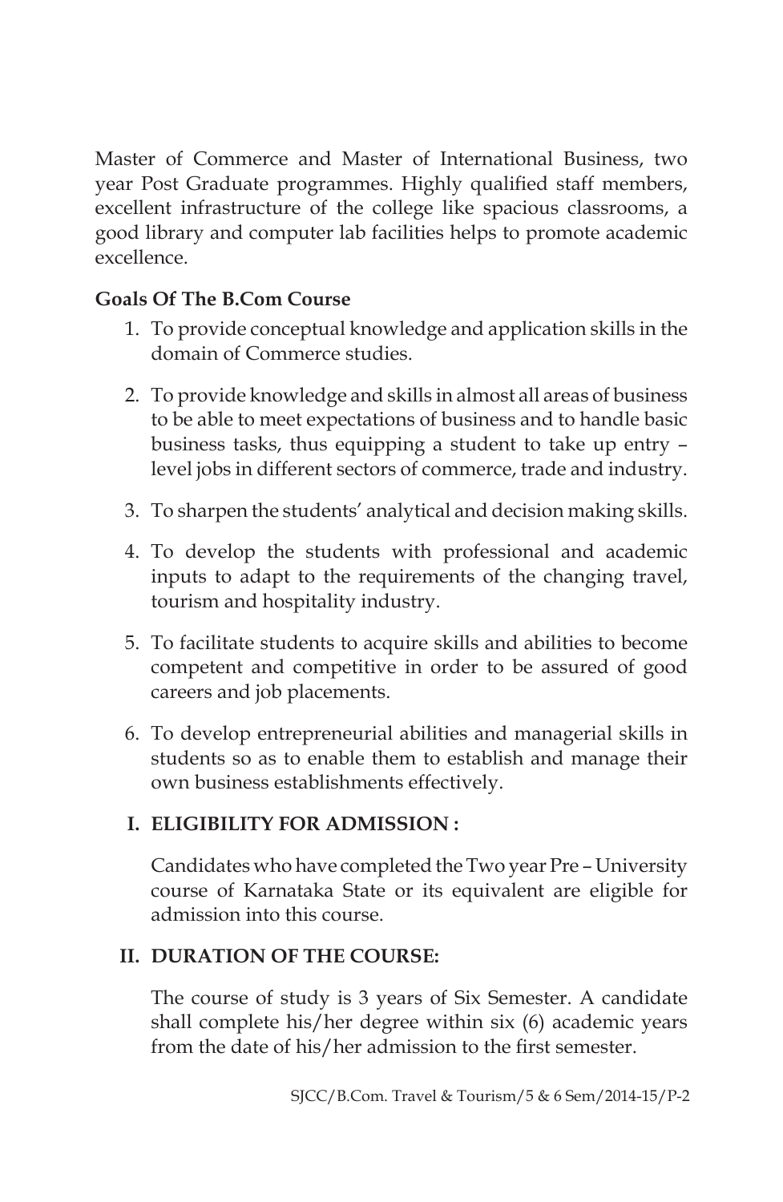Master of Commerce and Master of International Business, two year Post Graduate programmes. Highly qualified staff members, excellent infrastructure of the college like spacious classrooms, a good library and computer lab facilities helps to promote academic excellence.

**Goals Of The B.Com Course**

1. To provide conceptual knowledge and application skills in the domain of Commerce studies.
2. To provide knowledge and skills in almost all areas of business to be able to meet expectations of business and to handle basic business tasks, thus equipping a student to take up entry – level jobs in different sectors of commerce, trade and industry.
3. To sharpen the students' analytical and decision making skills.
4. To develop the students with professional and academic inputs to adapt to the requirements of the changing travel, tourism and hospitality industry.
5. To facilitate students to acquire skills and abilities to become competent and competitive in order to be assured of good careers and job placements.
6. To develop entrepreneurial abilities and managerial skills in students so as to enable them to establish and manage their own business establishments effectively.

**I. ELIGIBILITY FOR ADMISSION :**

Candidates who have completed the Two year Pre – University course of Karnataka State or its equivalent are eligible for admission into this course.

**II. DURATION OF THE COURSE:**

The course of study is 3 years of Six Semester. A candidate shall complete his/her degree within six (6) academic years from the date of his/her admission to the first semester.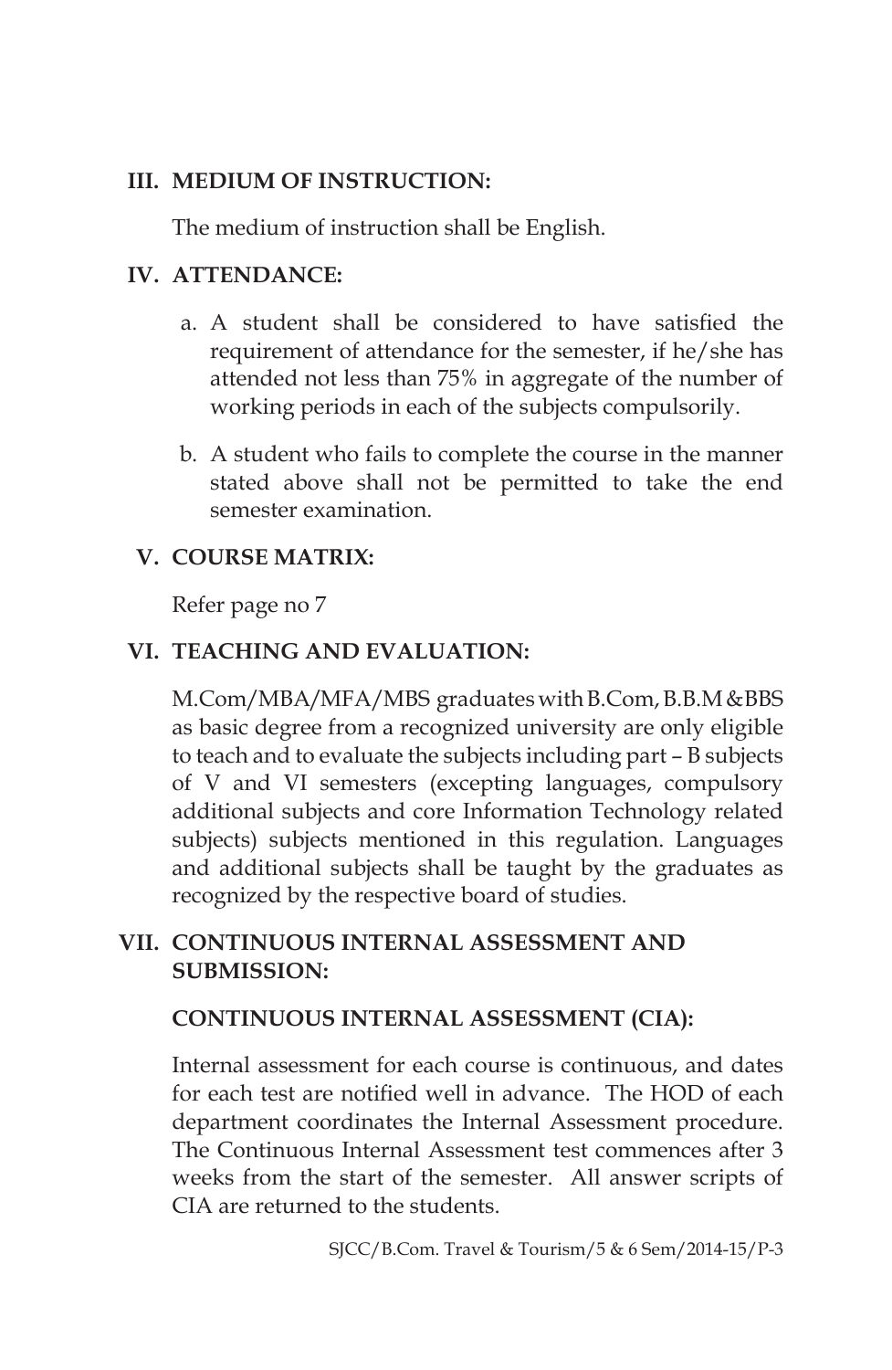## III. MEDIUM OF INSTRUCTION:

The medium of instruction shall be English.

## IV. ATTENDANCE:

a. A student shall be considered to have satisfied the requirement of attendance for the semester, if he/she has attended not less than 75% in aggregate of the number of working periods in each of the subjects compulsorily.

b. A student who fails to complete the course in the manner stated above shall not be permitted to take the end semester examination.

## V. COURSE MATRIX:

Refer page no 7

## VI. TEACHING AND EVALUATION:

M.Com/MBA/MFA/MBS graduates with B.Com, B.B.M &BBS as basic degree from a recognized university are only eligible to teach and to evaluate the subjects including part – B subjects of V and VI semesters (excepting languages, compulsory additional subjects and core Information Technology related subjects) subjects mentioned in this regulation. Languages and additional subjects shall be taught by the graduates as recognized by the respective board of studies.

## VII. CONTINUOUS INTERNAL ASSESSMENT AND SUBMISSION:

### CONTINUOUS INTERNAL ASSESSMENT (CIA):

Internal assessment for each course is continuous, and dates for each test are notified well in advance. The HOD of each department coordinates the Internal Assessment procedure. The Continuous Internal Assessment test commences after 3 weeks from the start of the semester. All answer scripts of CIA are returned to the students.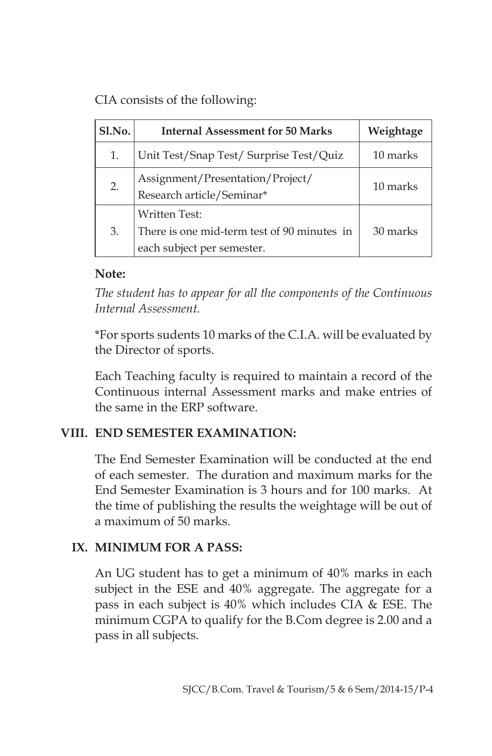CIA consists of the following:

| Sl.No. | Internal Assessment for 50 Marks | Weightage |
|---|---|---|
| 1. | Unit Test/Snap Test/ Surprise Test/Quiz | 10 marks |
| 2. | Assignment/Presentation/Project/ Research article/Seminar* | 10 marks |
| 3. | Written Test: There is one mid-term test of 90 minutes in each subject per semester. | 30 marks |

**Note:**

*The student has to appear for all the components of the Continuous Internal Assessment.*

*For sports sudents 10 marks of the C.I.A. will be evaluated by the Director of sports.

Each Teaching faculty is required to maintain a record of the Continuous internal Assessment marks and make entries of the same in the ERP software.

## VIII. END SEMESTER EXAMINATION:

The End Semester Examination will be conducted at the end of each semester. The duration and maximum marks for the End Semester Examination is 3 hours and for 100 marks. At the time of publishing the results the weightage will be out of a maximum of 50 marks.

## IX. MINIMUM FOR A PASS:

An UG student has to get a minimum of 40% marks in each subject in the ESE and 40% aggregate. The aggregate for a pass in each subject is 40% which includes CIA & ESE. The minimum CGPA to qualify for the B.Com degree is 2.00 and a pass in all subjects.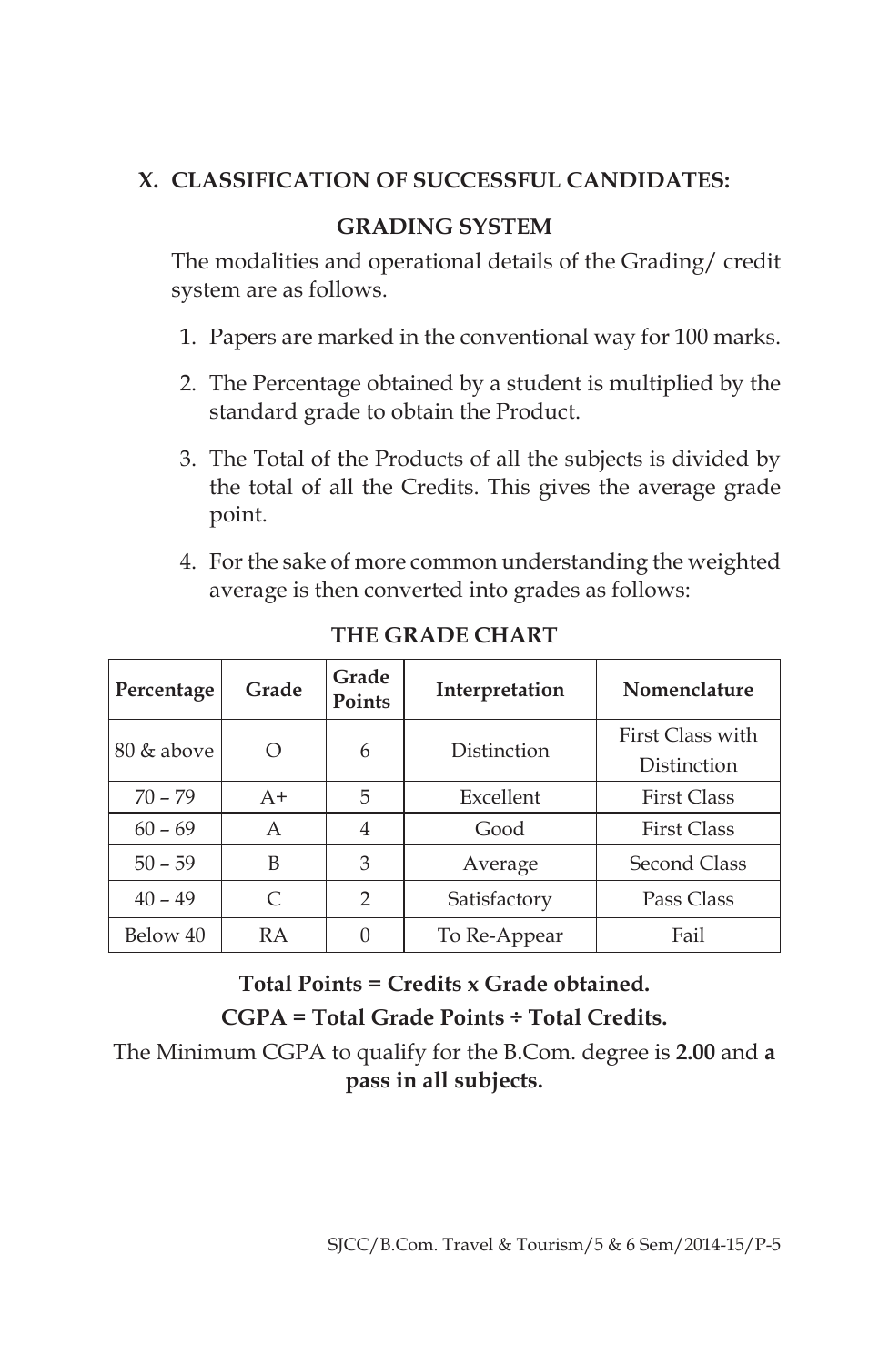## X. CLASSIFICATION OF SUCCESSFUL CANDIDATES:

### GRADING SYSTEM

The modalities and operational details of the Grading/ credit system are as follows.

1. Papers are marked in the conventional way for 100 marks.
2. The Percentage obtained by a student is multiplied by the standard grade to obtain the Product.
3. The Total of the Products of all the subjects is divided by the total of all the Credits. This gives the average grade point.
4. For the sake of more common understanding the weighted average is then converted into grades as follows:

**THE GRADE CHART**

| Percentage | Grade | Grade Points | Interpretation | Nomenclature |
|---|---|---|---|---|
| 80 & above | O | 6 | Distinction | First Class with Distinction |
| 70 – 79 | A+ | 5 | Excellent | First Class |
| 60 – 69 | A | 4 | Good | First Class |
| 50 – 59 | B | 3 | Average | Second Class |
| 40 – 49 | C | 2 | Satisfactory | Pass Class |
| Below 40 | RA | 0 | To Re-Appear | Fail |

**Total Points = Credits x Grade obtained.**

**CGPA = Total Grade Points ÷ Total Credits.**

The Minimum CGPA to qualify for the B.Com. degree is **2.00** and **a pass in all subjects.**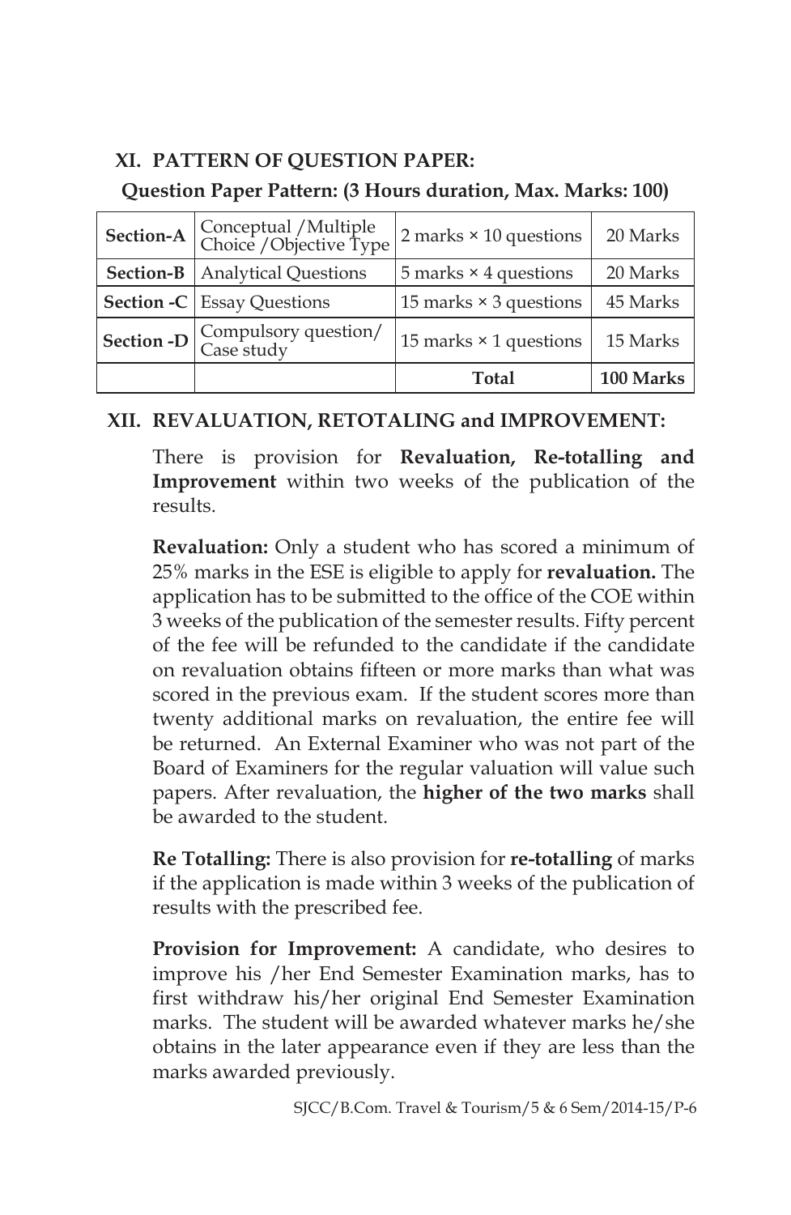## XI. PATTERN OF QUESTION PAPER:

**Question Paper Pattern: (3 Hours duration, Max. Marks: 100)**

| | | | |
|---|---|---|---|
| **Section-A** | Conceptual /Multiple Choice /Objective Type | 2 marks × 10 questions | 20 Marks |
| **Section-B** | Analytical Questions | 5 marks × 4 questions | 20 Marks |
| **Section -C** | Essay Questions | 15 marks × 3 questions | 45 Marks |
| **Section -D** | Compulsory question/ Case study | 15 marks × 1 questions | 15 Marks |
| | | **Total** | **100 Marks** |

## XII. REVALUATION, RETOTALING and IMPROVEMENT:

There is provision for **Revaluation, Re-totalling and Improvement** within two weeks of the publication of the results.

**Revaluation:** Only a student who has scored a minimum of 25% marks in the ESE is eligible to apply for **revaluation.** The application has to be submitted to the office of the COE within 3 weeks of the publication of the semester results. Fifty percent of the fee will be refunded to the candidate if the candidate on revaluation obtains fifteen or more marks than what was scored in the previous exam. If the student scores more than twenty additional marks on revaluation, the entire fee will be returned. An External Examiner who was not part of the Board of Examiners for the regular valuation will value such papers. After revaluation, the **higher of the two marks** shall be awarded to the student.

**Re Totalling:** There is also provision for **re-totalling** of marks if the application is made within 3 weeks of the publication of results with the prescribed fee.

**Provision for Improvement:** A candidate, who desires to improve his /her End Semester Examination marks, has to first withdraw his/her original End Semester Examination marks. The student will be awarded whatever marks he/she obtains in the later appearance even if they are less than the marks awarded previously.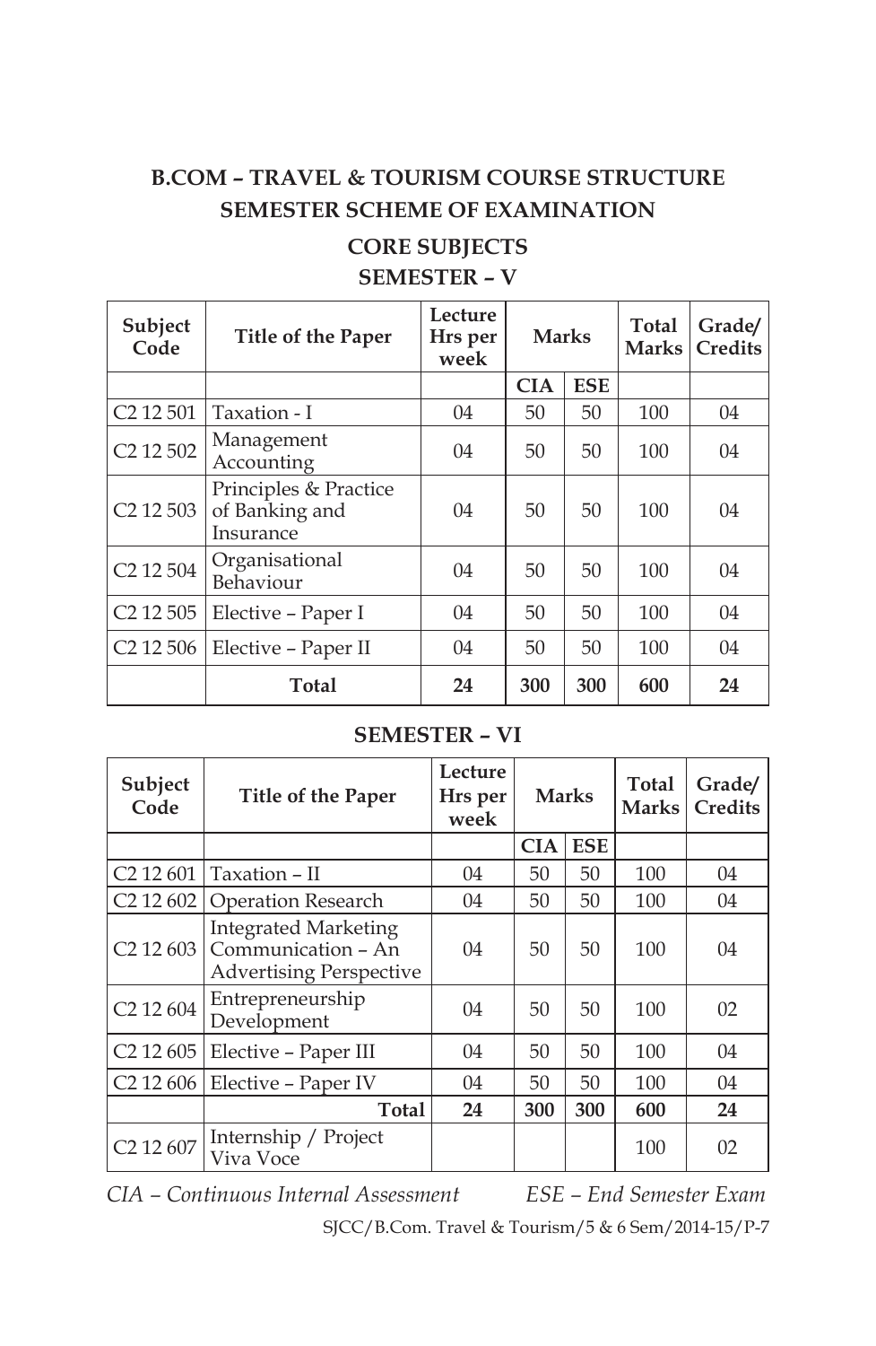## B.COM – TRAVEL & TOURISM COURSE STRUCTURE
## SEMESTER SCHEME OF EXAMINATION

### CORE SUBJECTS

### SEMESTER – V

| Subject Code | Title of the Paper | Lecture Hrs per week | Marks | | Total Marks | Grade/ Credits |
|---|---|---|---|---|---|---|
| | | | CIA | ESE | | |
| C2 12 501 | Taxation - I | 04 | 50 | 50 | 100 | 04 |
| C2 12 502 | Management Accounting | 04 | 50 | 50 | 100 | 04 |
| C2 12 503 | Principles & Practice of Banking and Insurance | 04 | 50 | 50 | 100 | 04 |
| C2 12 504 | Organisational Behaviour | 04 | 50 | 50 | 100 | 04 |
| C2 12 505 | Elective – Paper I | 04 | 50 | 50 | 100 | 04 |
| C2 12 506 | Elective – Paper II | 04 | 50 | 50 | 100 | 04 |
| | **Total** | **24** | **300** | **300** | **600** | **24** |

### SEMESTER – VI

| Subject Code | Title of the Paper | Lecture Hrs per week | Marks | | Total Marks | Grade/ Credits |
|---|---|---|---|---|---|---|
| | | | CIA | ESE | | |
| C2 12 601 | Taxation – II | 04 | 50 | 50 | 100 | 04 |
| C2 12 602 | Operation Research | 04 | 50 | 50 | 100 | 04 |
| C2 12 603 | Integrated Marketing Communication – An Advertising Perspective | 04 | 50 | 50 | 100 | 04 |
| C2 12 604 | Entrepreneurship Development | 04 | 50 | 50 | 100 | 02 |
| C2 12 605 | Elective – Paper III | 04 | 50 | 50 | 100 | 04 |
| C2 12 606 | Elective – Paper IV | 04 | 50 | 50 | 100 | 04 |
| | **Total** | **24** | **300** | **300** | **600** | **24** |
| C2 12 607 | Internship / Project Viva Voce | | | | 100 | 02 |

*CIA – Continuous Internal Assessment* *ESE – End Semester Exam*

SJCC/B.Com. Travel & Tourism/5 & 6 Sem/2014-15/P-7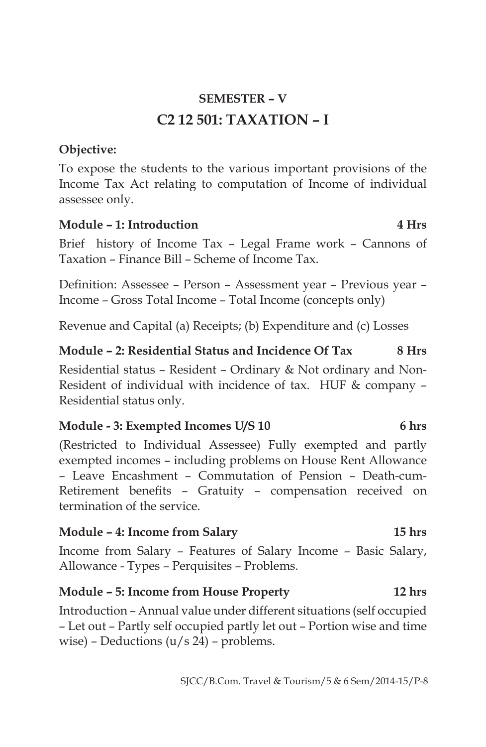## SEMESTER – V

# C2 12 501: TAXATION – I

**Objective:**

To expose the students to the various important provisions of the Income Tax Act relating to computation of Income of individual assessee only.

**Module – 1: Introduction 4 Hrs**

Brief history of Income Tax – Legal Frame work – Cannons of Taxation – Finance Bill – Scheme of Income Tax.

Definition: Assessee – Person – Assessment year – Previous year – Income – Gross Total Income – Total Income (concepts only)

Revenue and Capital (a) Receipts; (b) Expenditure and (c) Losses

**Module – 2: Residential Status and Incidence Of Tax 8 Hrs**

Residential status – Resident – Ordinary & Not ordinary and Non-Resident of individual with incidence of tax. HUF & company – Residential status only.

**Module - 3: Exempted Incomes U/S 10 6 hrs**

(Restricted to Individual Assessee) Fully exempted and partly exempted incomes – including problems on House Rent Allowance – Leave Encashment – Commutation of Pension – Death-cum-Retirement benefits – Gratuity – compensation received on termination of the service.

**Module – 4: Income from Salary 15 hrs**

Income from Salary – Features of Salary Income – Basic Salary, Allowance - Types – Perquisites – Problems.

**Module – 5: Income from House Property 12 hrs**

Introduction – Annual value under different situations (self occupied – Let out – Partly self occupied partly let out – Portion wise and time wise) – Deductions (u/s 24) – problems.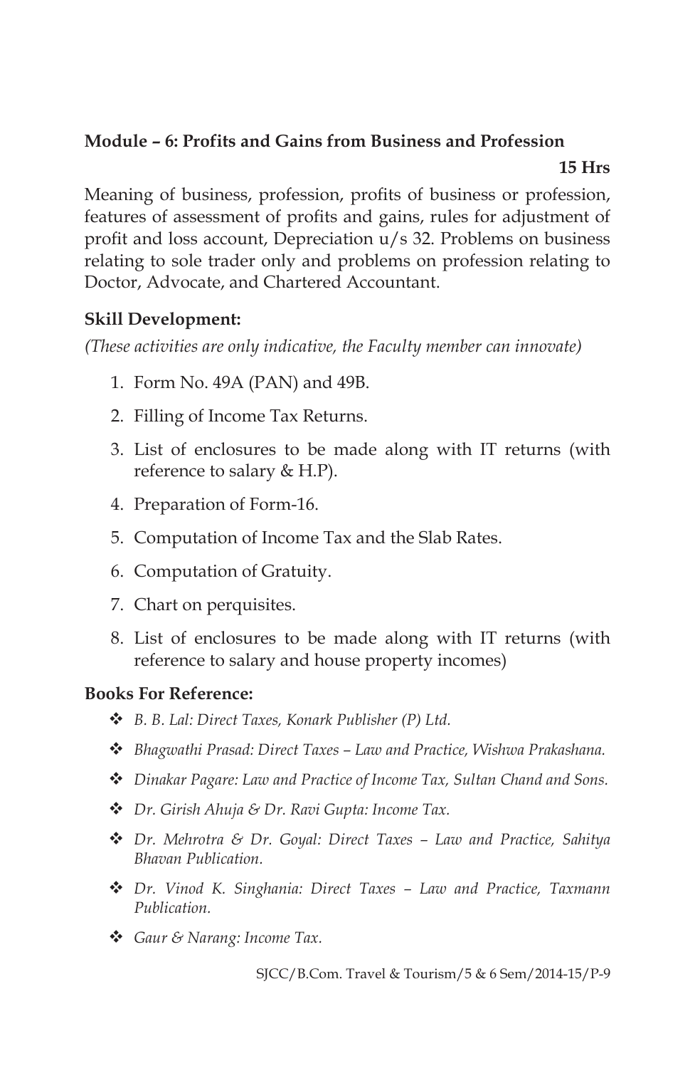**Module – 6: Profits and Gains from Business and Profession**

**15 Hrs**

Meaning of business, profession, profits of business or profession, features of assessment of profits and gains, rules for adjustment of profit and loss account, Depreciation u/s 32. Problems on business relating to sole trader only and problems on profession relating to Doctor, Advocate, and Chartered Accountant.

**Skill Development:**

*(These activities are only indicative, the Faculty member can innovate)*

1. Form No. 49A (PAN) and 49B.
2. Filling of Income Tax Returns.
3. List of enclosures to be made along with IT returns (with reference to salary & H.P).
4. Preparation of Form-16.
5. Computation of Income Tax and the Slab Rates.
6. Computation of Gratuity.
7. Chart on perquisites.
8. List of enclosures to be made along with IT returns (with reference to salary and house property incomes)

**Books For Reference:**

- *B. B. Lal: Direct Taxes, Konark Publisher (P) Ltd.*
- *Bhagwathi Prasad: Direct Taxes – Law and Practice, Wishwa Prakashana.*
- *Dinakar Pagare: Law and Practice of Income Tax, Sultan Chand and Sons.*
- *Dr. Girish Ahuja & Dr. Ravi Gupta: Income Tax.*
- *Dr. Mehrotra & Dr. Goyal: Direct Taxes – Law and Practice, Sahitya Bhavan Publication.*
- *Dr. Vinod K. Singhania: Direct Taxes – Law and Practice, Taxmann Publication.*
- *Gaur & Narang: Income Tax.*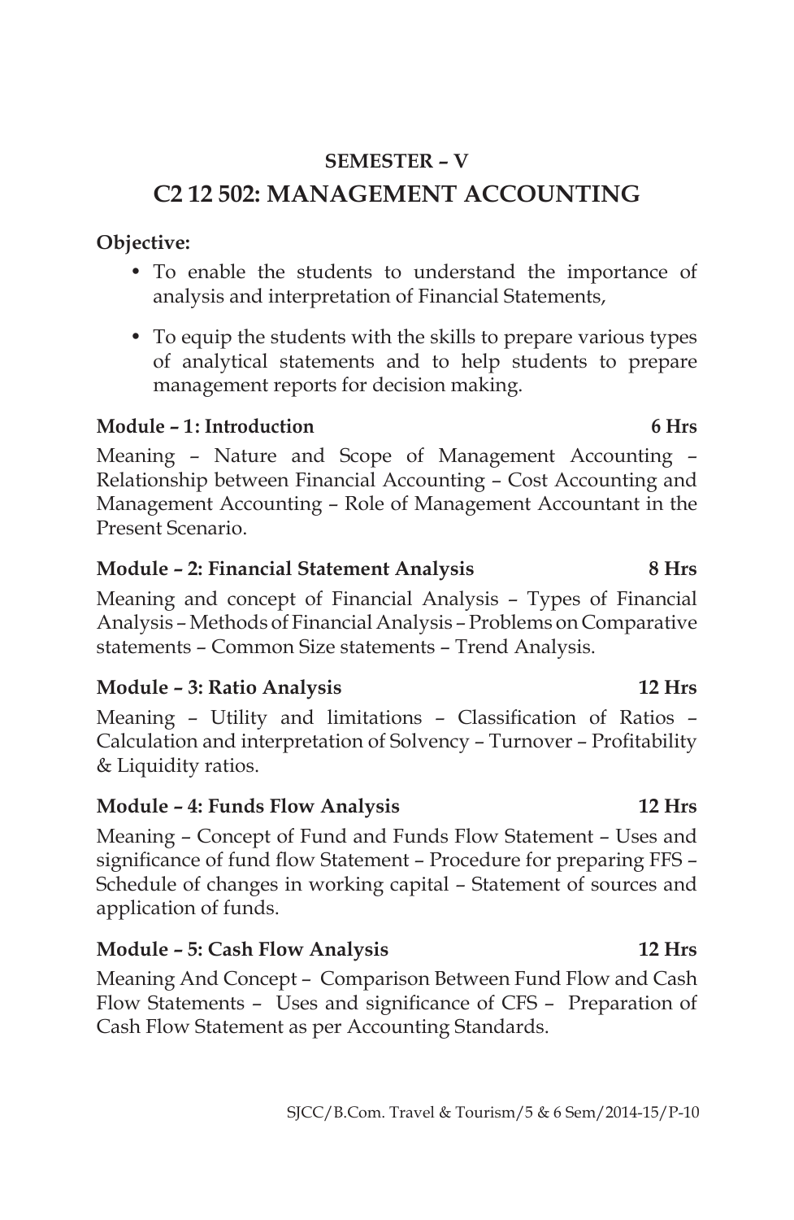## SEMESTER – V

# C2 12 502: MANAGEMENT ACCOUNTING

**Objective:**

- To enable the students to understand the importance of analysis and interpretation of Financial Statements,
- To equip the students with the skills to prepare various types of analytical statements and to help students to prepare management reports for decision making.

**Module – 1: Introduction** **6 Hrs**

Meaning – Nature and Scope of Management Accounting – Relationship between Financial Accounting – Cost Accounting and Management Accounting – Role of Management Accountant in the Present Scenario.

**Module – 2: Financial Statement Analysis** **8 Hrs**

Meaning and concept of Financial Analysis – Types of Financial Analysis – Methods of Financial Analysis – Problems on Comparative statements – Common Size statements – Trend Analysis.

**Module – 3: Ratio Analysis** **12 Hrs**

Meaning – Utility and limitations – Classification of Ratios – Calculation and interpretation of Solvency – Turnover – Profitability & Liquidity ratios.

**Module – 4: Funds Flow Analysis** **12 Hrs**

Meaning – Concept of Fund and Funds Flow Statement – Uses and significance of fund flow Statement – Procedure for preparing FFS – Schedule of changes in working capital – Statement of sources and application of funds.

**Module – 5: Cash Flow Analysis** **12 Hrs**

Meaning And Concept – Comparison Between Fund Flow and Cash Flow Statements – Uses and significance of CFS – Preparation of Cash Flow Statement as per Accounting Standards.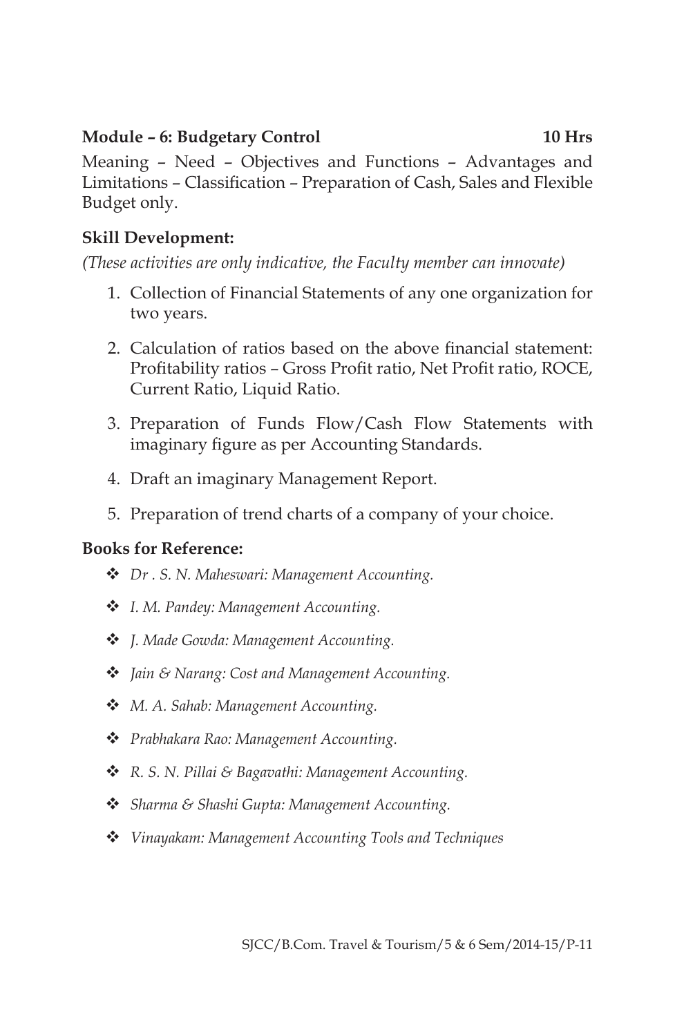**Module – 6: Budgetary Control 10 Hrs**

Meaning – Need – Objectives and Functions – Advantages and Limitations – Classification – Preparation of Cash, Sales and Flexible Budget only.

**Skill Development:**

*(These activities are only indicative, the Faculty member can innovate)*

1. Collection of Financial Statements of any one organization for two years.
2. Calculation of ratios based on the above financial statement: Profitability ratios – Gross Profit ratio, Net Profit ratio, ROCE, Current Ratio, Liquid Ratio.
3. Preparation of Funds Flow/Cash Flow Statements with imaginary figure as per Accounting Standards.
4. Draft an imaginary Management Report.
5. Preparation of trend charts of a company of your choice.

**Books for Reference:**

- *Dr . S. N. Maheswari: Management Accounting.*
- *I. M. Pandey: Management Accounting.*
- *J. Made Gowda: Management Accounting.*
- *Jain & Narang: Cost and Management Accounting.*
- *M. A. Sahab: Management Accounting.*
- *Prabhakara Rao: Management Accounting.*
- *R. S. N. Pillai & Bagavathi: Management Accounting.*
- *Sharma & Shashi Gupta: Management Accounting.*
- *Vinayakam: Management Accounting Tools and Techniques*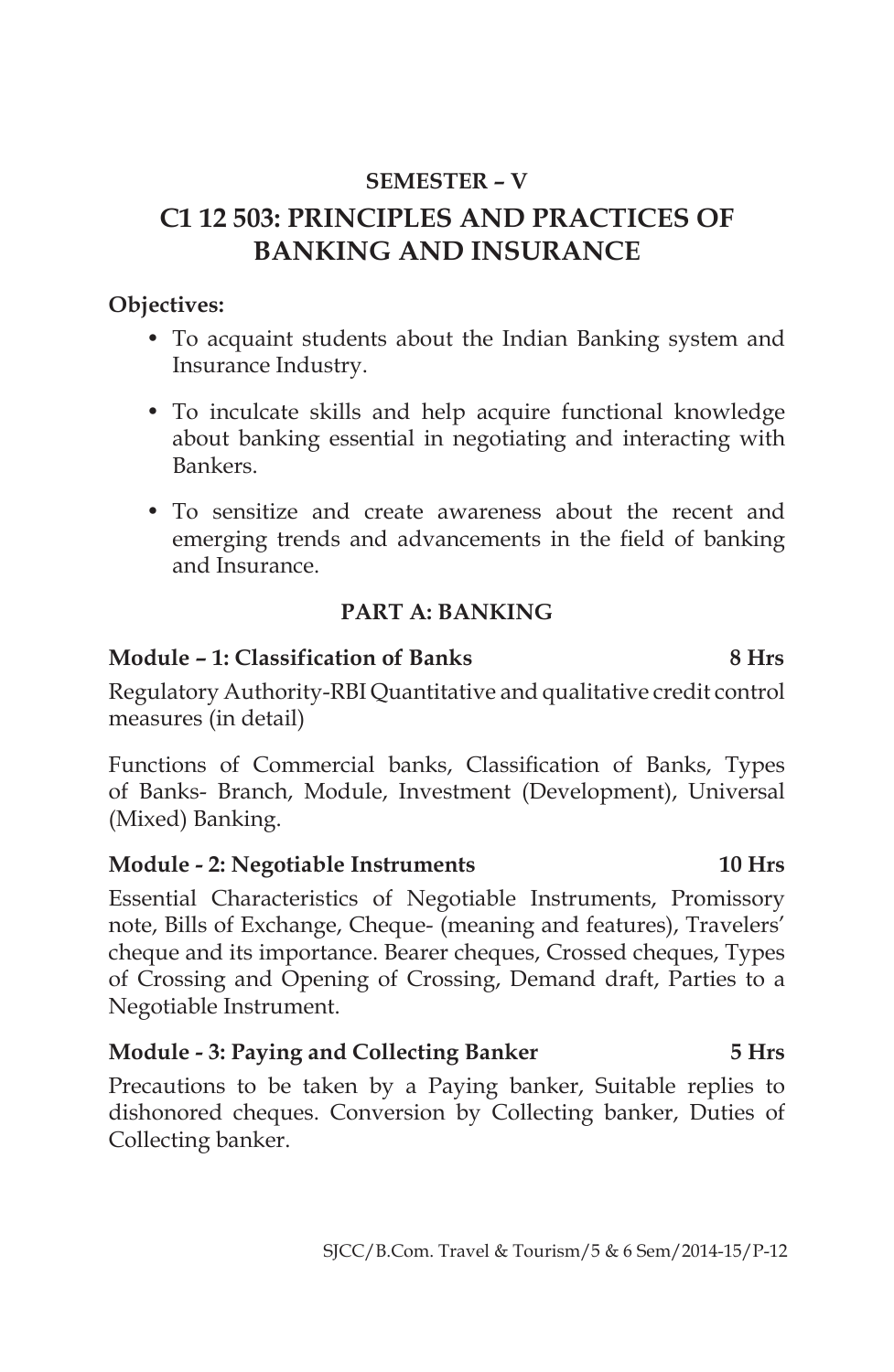**SEMESTER – V**

# C1 12 503: PRINCIPLES AND PRACTICES OF BANKING AND INSURANCE

**Objectives:**

- To acquaint students about the Indian Banking system and Insurance Industry.
- To inculcate skills and help acquire functional knowledge about banking essential in negotiating and interacting with Bankers.
- To sensitize and create awareness about the recent and emerging trends and advancements in the field of banking and Insurance.

## PART A: BANKING

### Module – 1: Classification of Banks — 8 Hrs

Regulatory Authority-RBI Quantitative and qualitative credit control measures (in detail)

Functions of Commercial banks, Classification of Banks, Types of Banks- Branch, Module, Investment (Development), Universal (Mixed) Banking.

### Module - 2: Negotiable Instruments — 10 Hrs

Essential Characteristics of Negotiable Instruments, Promissory note, Bills of Exchange, Cheque- (meaning and features), Travelers' cheque and its importance. Bearer cheques, Crossed cheques, Types of Crossing and Opening of Crossing, Demand draft, Parties to a Negotiable Instrument.

### Module - 3: Paying and Collecting Banker — 5 Hrs

Precautions to be taken by a Paying banker, Suitable replies to dishonored cheques. Conversion by Collecting banker, Duties of Collecting banker.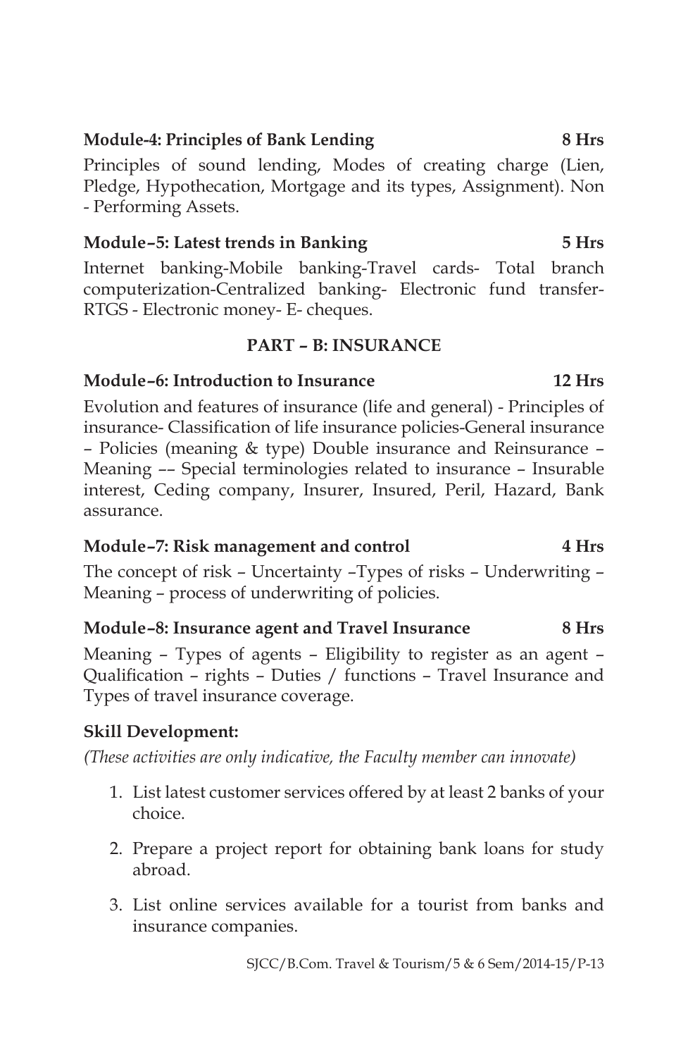**Module-4: Principles of Bank Lending** **8 Hrs**

Principles of sound lending, Modes of creating charge (Lien, Pledge, Hypothecation, Mortgage and its types, Assignment). Non - Performing Assets.

**Module–5: Latest trends in Banking** **5 Hrs**

Internet banking-Mobile banking-Travel cards- Total branch computerization-Centralized banking- Electronic fund transfer-RTGS - Electronic money- E- cheques.

## PART – B: INSURANCE

**Module–6: Introduction to Insurance** **12 Hrs**

Evolution and features of insurance (life and general) - Principles of insurance- Classification of life insurance policies-General insurance – Policies (meaning & type) Double insurance and Reinsurance – Meaning –– Special terminologies related to insurance – Insurable interest, Ceding company, Insurer, Insured, Peril, Hazard, Bank assurance.

**Module–7: Risk management and control** **4 Hrs**

The concept of risk – Uncertainty –Types of risks – Underwriting – Meaning – process of underwriting of policies.

**Module–8: Insurance agent and Travel Insurance** **8 Hrs**

Meaning – Types of agents – Eligibility to register as an agent – Qualification – rights – Duties / functions – Travel Insurance and Types of travel insurance coverage.

**Skill Development:**

*(These activities are only indicative, the Faculty member can innovate)*

1. List latest customer services offered by at least 2 banks of your choice.
2. Prepare a project report for obtaining bank loans for study abroad.
3. List online services available for a tourist from banks and insurance companies.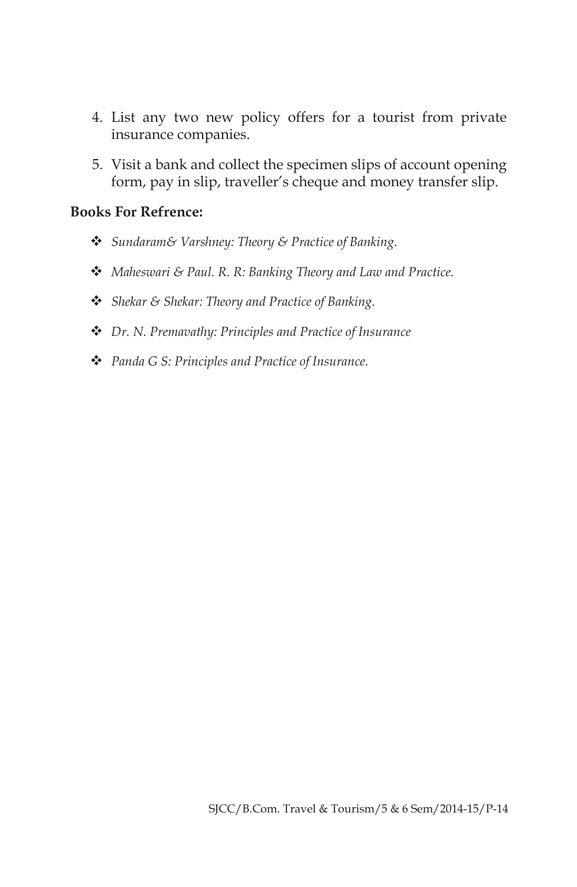4. List any two new policy offers for a tourist from private insurance companies.
5. Visit a bank and collect the specimen slips of account opening form, pay in slip, traveller's cheque and money transfer slip.

**Books For Refrence:**

- *Sundaram& Varshney: Theory & Practice of Banking.*
- *Maheswari & Paul. R. R: Banking Theory and Law and Practice.*
- *Shekar & Shekar: Theory and Practice of Banking.*
- *Dr. N. Premavathy: Principles and Practice of Insurance*
- *Panda G S: Principles and Practice of Insurance.*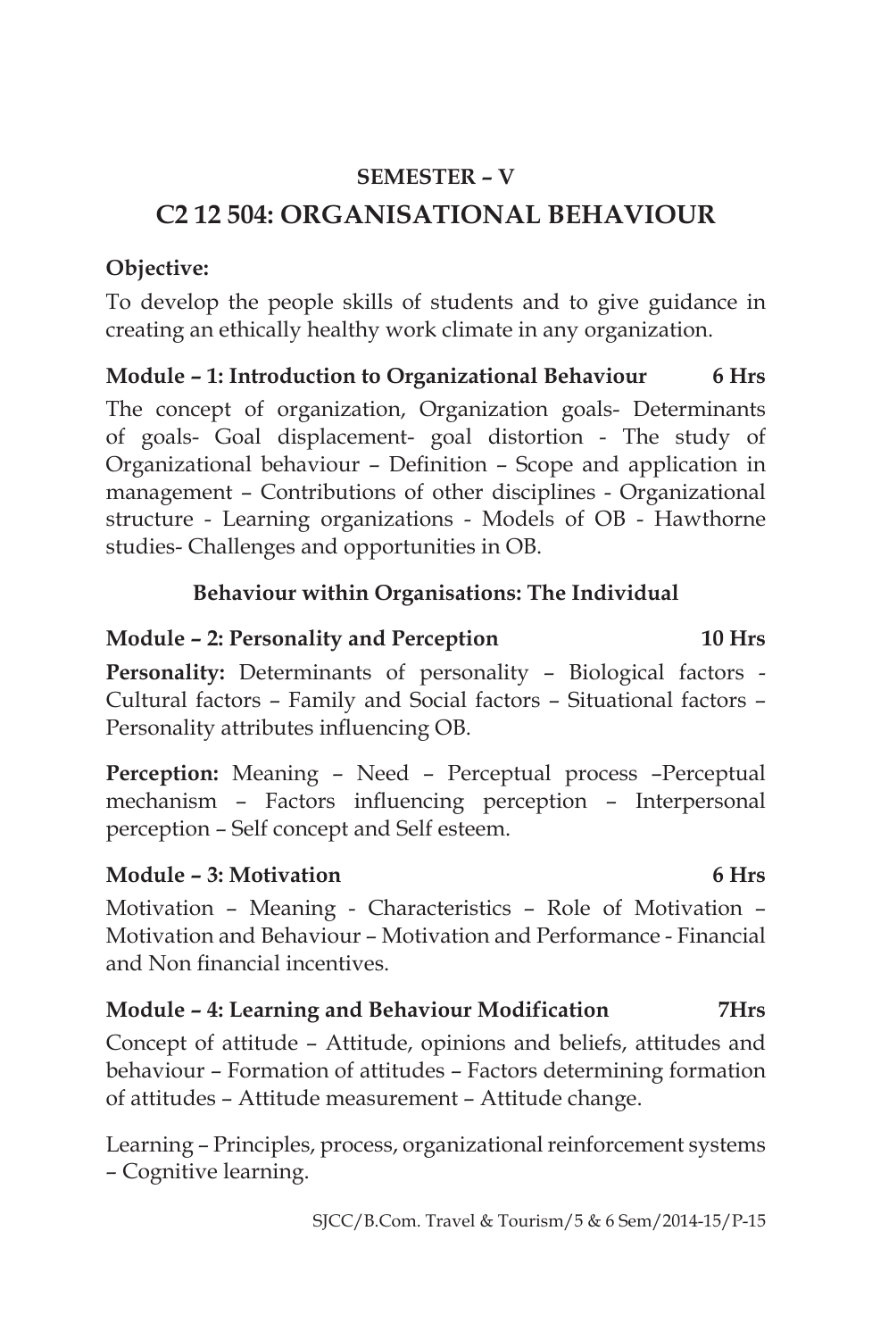## SEMESTER – V

# C2 12 504: ORGANISATIONAL BEHAVIOUR

**Objective:**

To develop the people skills of students and to give guidance in creating an ethically healthy work climate in any organization.

**Module – 1: Introduction to Organizational Behaviour 6 Hrs**

The concept of organization, Organization goals- Determinants of goals- Goal displacement- goal distortion - The study of Organizational behaviour – Definition – Scope and application in management – Contributions of other disciplines - Organizational structure - Learning organizations - Models of OB - Hawthorne studies- Challenges and opportunities in OB.

**Behaviour within Organisations: The Individual**

**Module – 2: Personality and Perception 10 Hrs**

**Personality:** Determinants of personality – Biological factors - Cultural factors – Family and Social factors – Situational factors – Personality attributes influencing OB.

**Perception:** Meaning – Need – Perceptual process –Perceptual mechanism – Factors influencing perception – Interpersonal perception – Self concept and Self esteem.

**Module – 3: Motivation 6 Hrs**

Motivation – Meaning - Characteristics – Role of Motivation – Motivation and Behaviour – Motivation and Performance - Financial and Non financial incentives.

**Module – 4: Learning and Behaviour Modification 7Hrs**

Concept of attitude – Attitude, opinions and beliefs, attitudes and behaviour – Formation of attitudes – Factors determining formation of attitudes – Attitude measurement – Attitude change.

Learning – Principles, process, organizational reinforcement systems – Cognitive learning.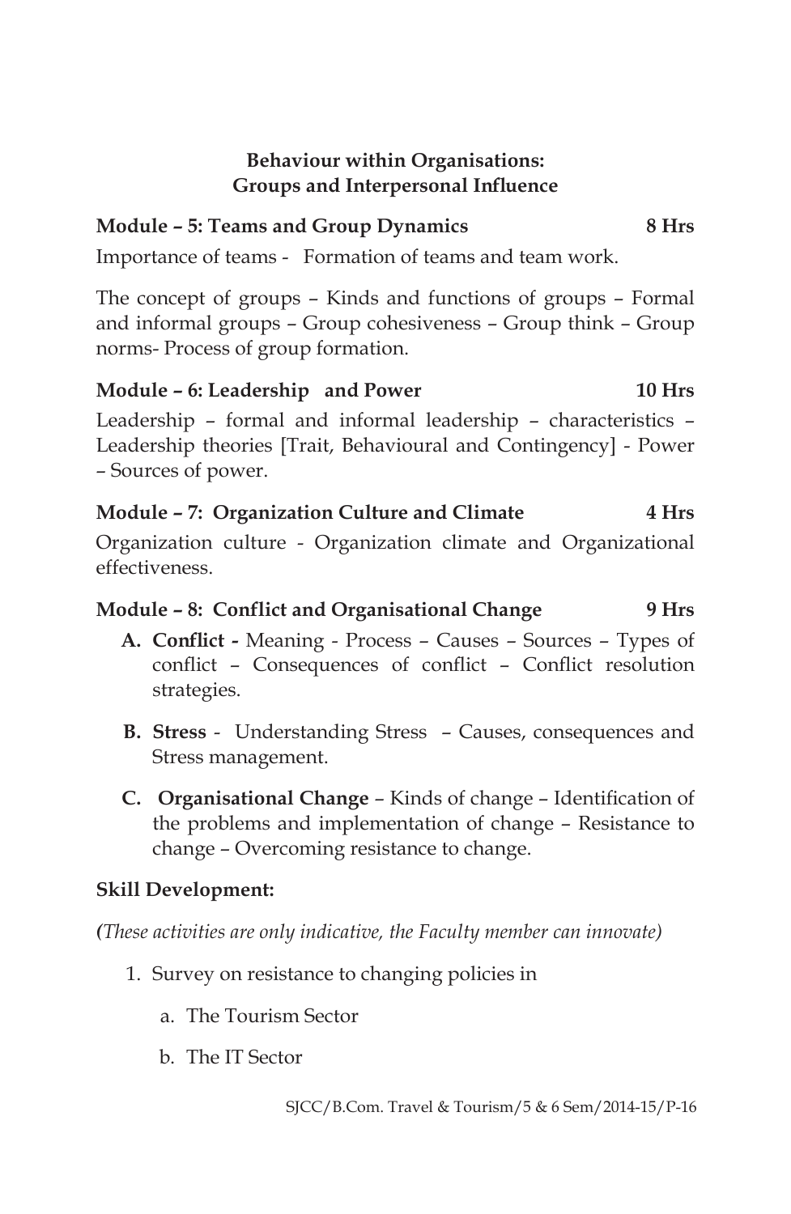## Behaviour within Organisations: Groups and Interpersonal Influence

### Module – 5: Teams and Group Dynamics — 8 Hrs

Importance of teams - Formation of teams and team work.

The concept of groups – Kinds and functions of groups – Formal and informal groups – Group cohesiveness – Group think – Group norms- Process of group formation.

### Module – 6: Leadership and Power — 10 Hrs

Leadership – formal and informal leadership – characteristics – Leadership theories [Trait, Behavioural and Contingency] - Power – Sources of power.

### Module – 7: Organization Culture and Climate — 4 Hrs

Organization culture - Organization climate and Organizational effectiveness.

### Module – 8: Conflict and Organisational Change — 9 Hrs

A. **Conflict -** Meaning - Process – Causes – Sources – Types of conflict – Consequences of conflict – Conflict resolution strategies.

B. **Stress** - Understanding Stress – Causes, consequences and Stress management.

C. **Organisational Change** – Kinds of change – Identification of the problems and implementation of change – Resistance to change – Overcoming resistance to change.

**Skill Development:**

*(These activities are only indicative, the Faculty member can innovate)*

1. Survey on resistance to changing policies in
   a. The Tourism Sector
   b. The IT Sector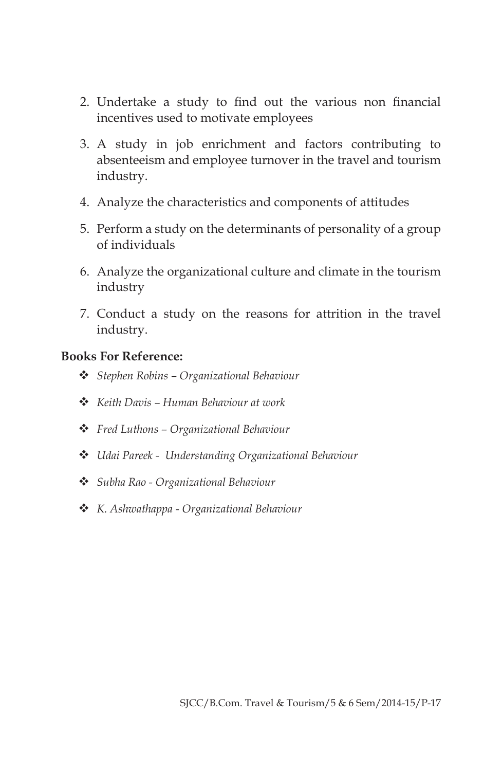2. Undertake a study to find out the various non financial incentives used to motivate employees

3. A study in job enrichment and factors contributing to absenteeism and employee turnover in the travel and tourism industry.

4. Analyze the characteristics and components of attitudes

5. Perform a study on the determinants of personality of a group of individuals

6. Analyze the organizational culture and climate in the tourism industry

7. Conduct a study on the reasons for attrition in the travel industry.

**Books For Reference:**

- *Stephen Robins – Organizational Behaviour*
- *Keith Davis – Human Behaviour at work*
- *Fred Luthons – Organizational Behaviour*
- *Udai Pareek - Understanding Organizational Behaviour*
- *Subha Rao - Organizational Behaviour*
- *K. Ashwathappa - Organizational Behaviour*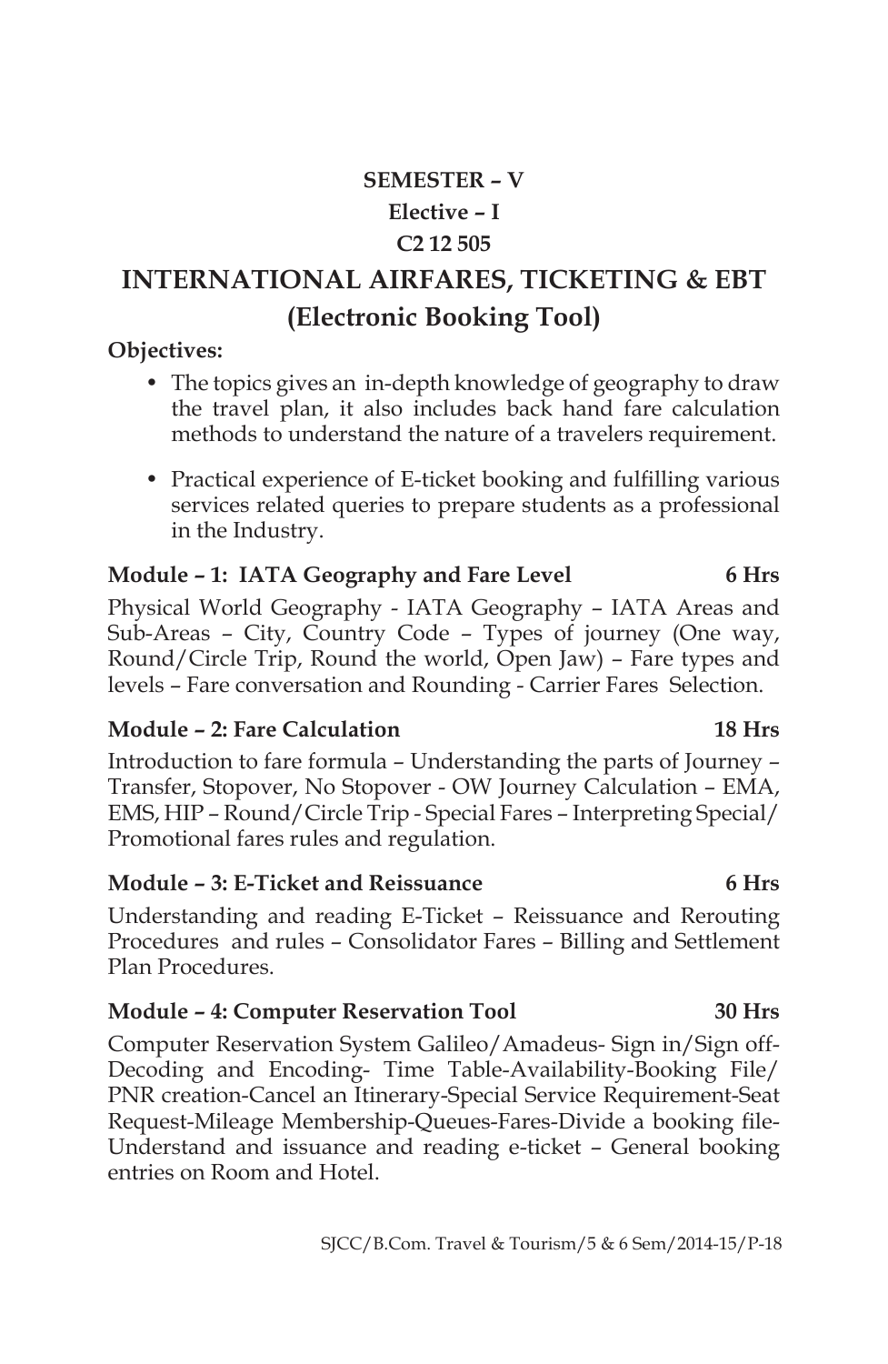**SEMESTER – V**

**Elective – I**

**C2 12 505**

# INTERNATIONAL AIRFARES, TICKETING & EBT (Electronic Booking Tool)

**Objectives:**

- The topics gives an in-depth knowledge of geography to draw the travel plan, it also includes back hand fare calculation methods to understand the nature of a travelers requirement.
- Practical experience of E-ticket booking and fulfilling various services related queries to prepare students as a professional in the Industry.

**Module – 1: IATA Geography and Fare Level 6 Hrs**

Physical World Geography - IATA Geography – IATA Areas and Sub-Areas – City, Country Code – Types of journey (One way, Round/Circle Trip, Round the world, Open Jaw) – Fare types and levels – Fare conversation and Rounding - Carrier Fares Selection.

**Module – 2: Fare Calculation 18 Hrs**

Introduction to fare formula – Understanding the parts of Journey – Transfer, Stopover, No Stopover - OW Journey Calculation – EMA, EMS, HIP – Round/Circle Trip - Special Fares – Interpreting Special/ Promotional fares rules and regulation.

**Module – 3: E-Ticket and Reissuance 6 Hrs**

Understanding and reading E-Ticket – Reissuance and Rerouting Procedures and rules – Consolidator Fares – Billing and Settlement Plan Procedures.

**Module – 4: Computer Reservation Tool 30 Hrs**

Computer Reservation System Galileo/Amadeus- Sign in/Sign off- Decoding and Encoding- Time Table-Availability-Booking File/ PNR creation-Cancel an Itinerary-Special Service Requirement-Seat Request-Mileage Membership-Queues-Fares-Divide a booking file- Understand and issuance and reading e-ticket – General booking entries on Room and Hotel.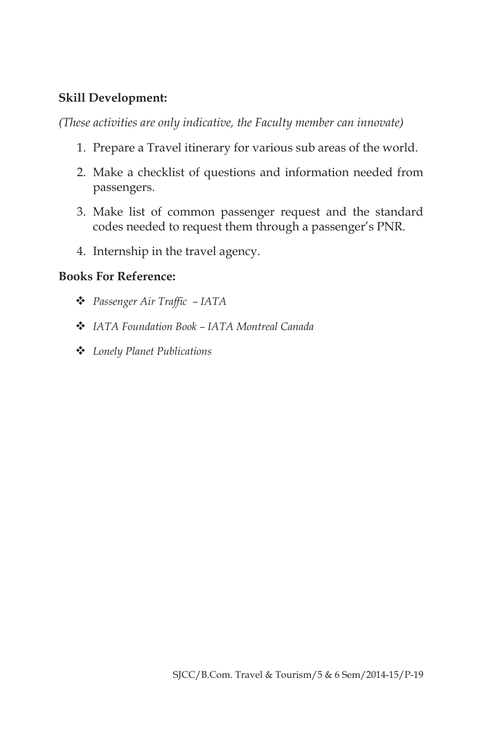**Skill Development:**

*(These activities are only indicative, the Faculty member can innovate)*

1. Prepare a Travel itinerary for various sub areas of the world.
2. Make a checklist of questions and information needed from passengers.
3. Make list of common passenger request and the standard codes needed to request them through a passenger's PNR.
4. Internship in the travel agency.

**Books For Reference:**

- *Passenger Air Traffic – IATA*
- *IATA Foundation Book – IATA Montreal Canada*
- *Lonely Planet Publications*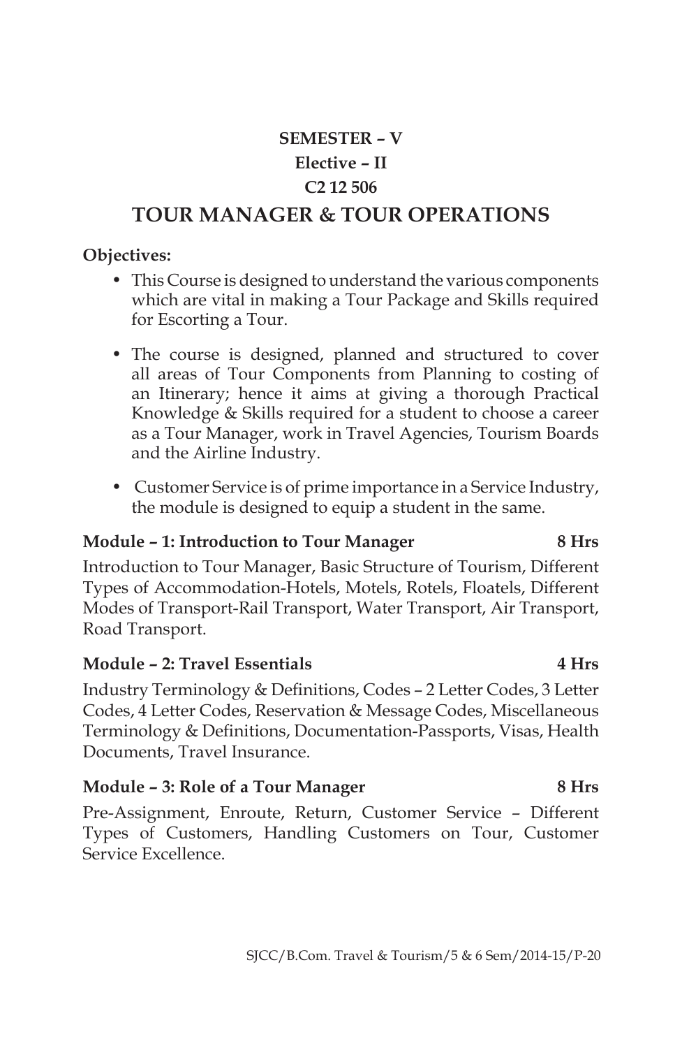**SEMESTER – V**

**Elective – II**

**C2 12 506**

# TOUR MANAGER & TOUR OPERATIONS

**Objectives:**

- This Course is designed to understand the various components which are vital in making a Tour Package and Skills required for Escorting a Tour.
- The course is designed, planned and structured to cover all areas of Tour Components from Planning to costing of an Itinerary; hence it aims at giving a thorough Practical Knowledge & Skills required for a student to choose a career as a Tour Manager, work in Travel Agencies, Tourism Boards and the Airline Industry.
- Customer Service is of prime importance in a Service Industry, the module is designed to equip a student in the same.

**Module – 1: Introduction to Tour Manager** **8 Hrs**

Introduction to Tour Manager, Basic Structure of Tourism, Different Types of Accommodation-Hotels, Motels, Rotels, Floatels, Different Modes of Transport-Rail Transport, Water Transport, Air Transport, Road Transport.

**Module – 2: Travel Essentials** **4 Hrs**

Industry Terminology & Definitions, Codes – 2 Letter Codes, 3 Letter Codes, 4 Letter Codes, Reservation & Message Codes, Miscellaneous Terminology & Definitions, Documentation-Passports, Visas, Health Documents, Travel Insurance.

**Module – 3: Role of a Tour Manager** **8 Hrs**

Pre-Assignment, Enroute, Return, Customer Service – Different Types of Customers, Handling Customers on Tour, Customer Service Excellence.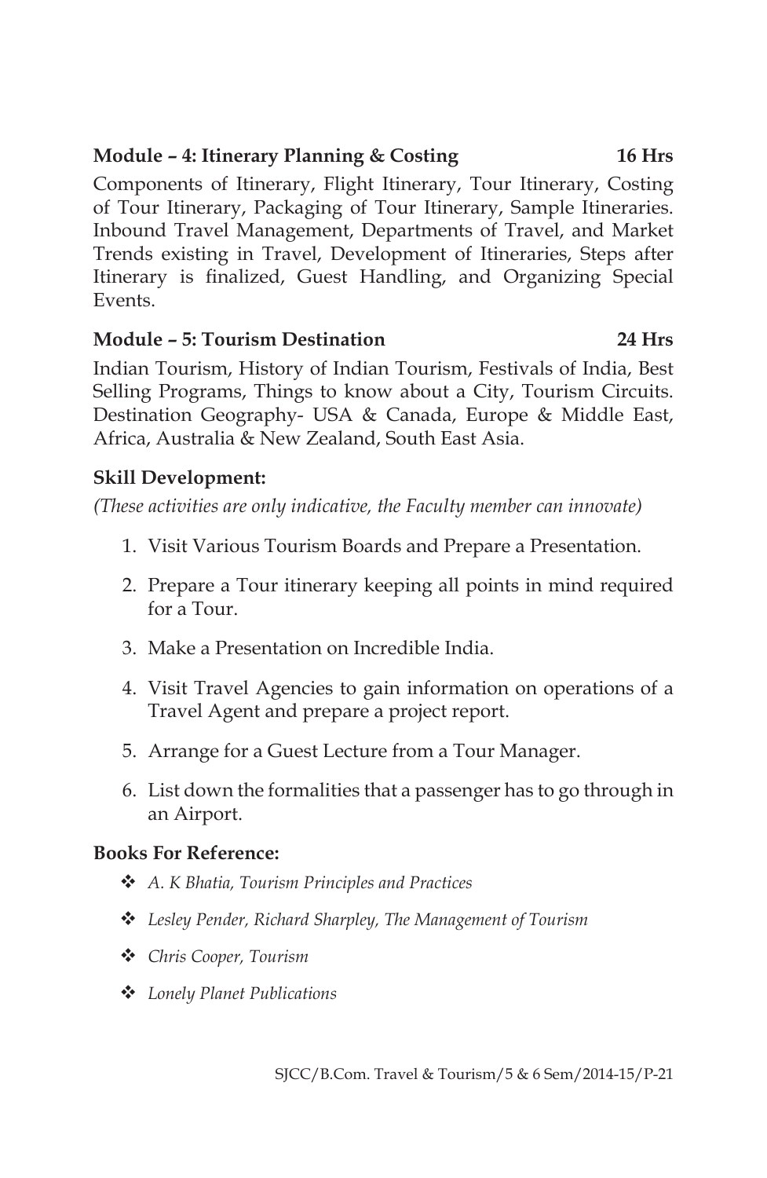**Module – 4: Itinerary Planning & Costing 16 Hrs**

Components of Itinerary, Flight Itinerary, Tour Itinerary, Costing of Tour Itinerary, Packaging of Tour Itinerary, Sample Itineraries. Inbound Travel Management, Departments of Travel, and Market Trends existing in Travel, Development of Itineraries, Steps after Itinerary is finalized, Guest Handling, and Organizing Special Events.

**Module – 5: Tourism Destination 24 Hrs**

Indian Tourism, History of Indian Tourism, Festivals of India, Best Selling Programs, Things to know about a City, Tourism Circuits. Destination Geography- USA & Canada, Europe & Middle East, Africa, Australia & New Zealand, South East Asia.

**Skill Development:**

*(These activities are only indicative, the Faculty member can innovate)*

1. Visit Various Tourism Boards and Prepare a Presentation.
2. Prepare a Tour itinerary keeping all points in mind required for a Tour.
3. Make a Presentation on Incredible India.
4. Visit Travel Agencies to gain information on operations of a Travel Agent and prepare a project report.
5. Arrange for a Guest Lecture from a Tour Manager.
6. List down the formalities that a passenger has to go through in an Airport.

**Books For Reference:**

- *A. K Bhatia, Tourism Principles and Practices*
- *Lesley Pender, Richard Sharpley, The Management of Tourism*
- *Chris Cooper, Tourism*
- *Lonely Planet Publications*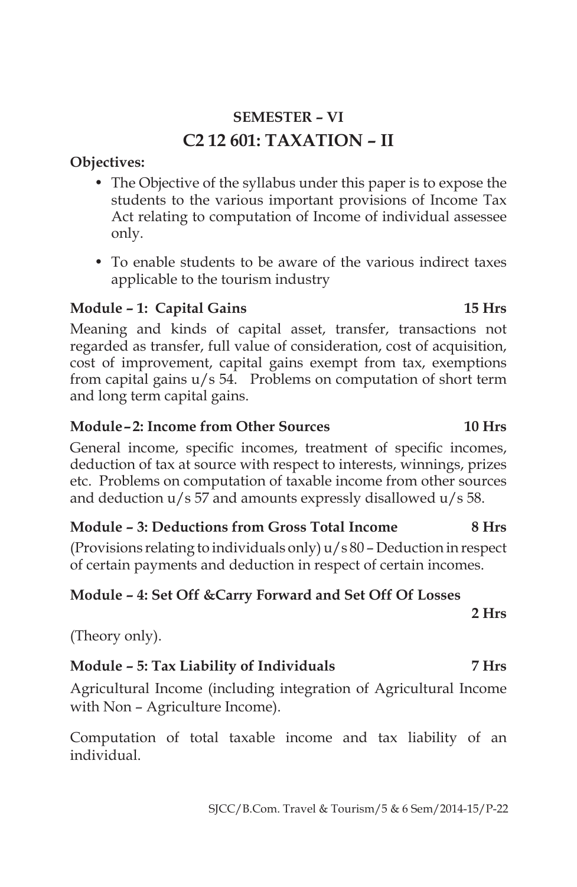## SEMESTER – VI

# C2 12 601: TAXATION – II

**Objectives:**

- The Objective of the syllabus under this paper is to expose the students to the various important provisions of Income Tax Act relating to computation of Income of individual assessee only.
- To enable students to be aware of the various indirect taxes applicable to the tourism industry

**Module – 1: Capital Gains 15 Hrs**

Meaning and kinds of capital asset, transfer, transactions not regarded as transfer, full value of consideration, cost of acquisition, cost of improvement, capital gains exempt from tax, exemptions from capital gains u/s 54. Problems on computation of short term and long term capital gains.

**Module – 2: Income from Other Sources 10 Hrs**

General income, specific incomes, treatment of specific incomes, deduction of tax at source with respect to interests, winnings, prizes etc. Problems on computation of taxable income from other sources and deduction u/s 57 and amounts expressly disallowed u/s 58.

**Module – 3: Deductions from Gross Total Income 8 Hrs**

(Provisions relating to individuals only) u/s 80 – Deduction in respect of certain payments and deduction in respect of certain incomes.

**Module – 4: Set Off &Carry Forward and Set Off Of Losses 2 Hrs**

(Theory only).

**Module – 5: Tax Liability of Individuals 7 Hrs**

Agricultural Income (including integration of Agricultural Income with Non – Agriculture Income).

Computation of total taxable income and tax liability of an individual.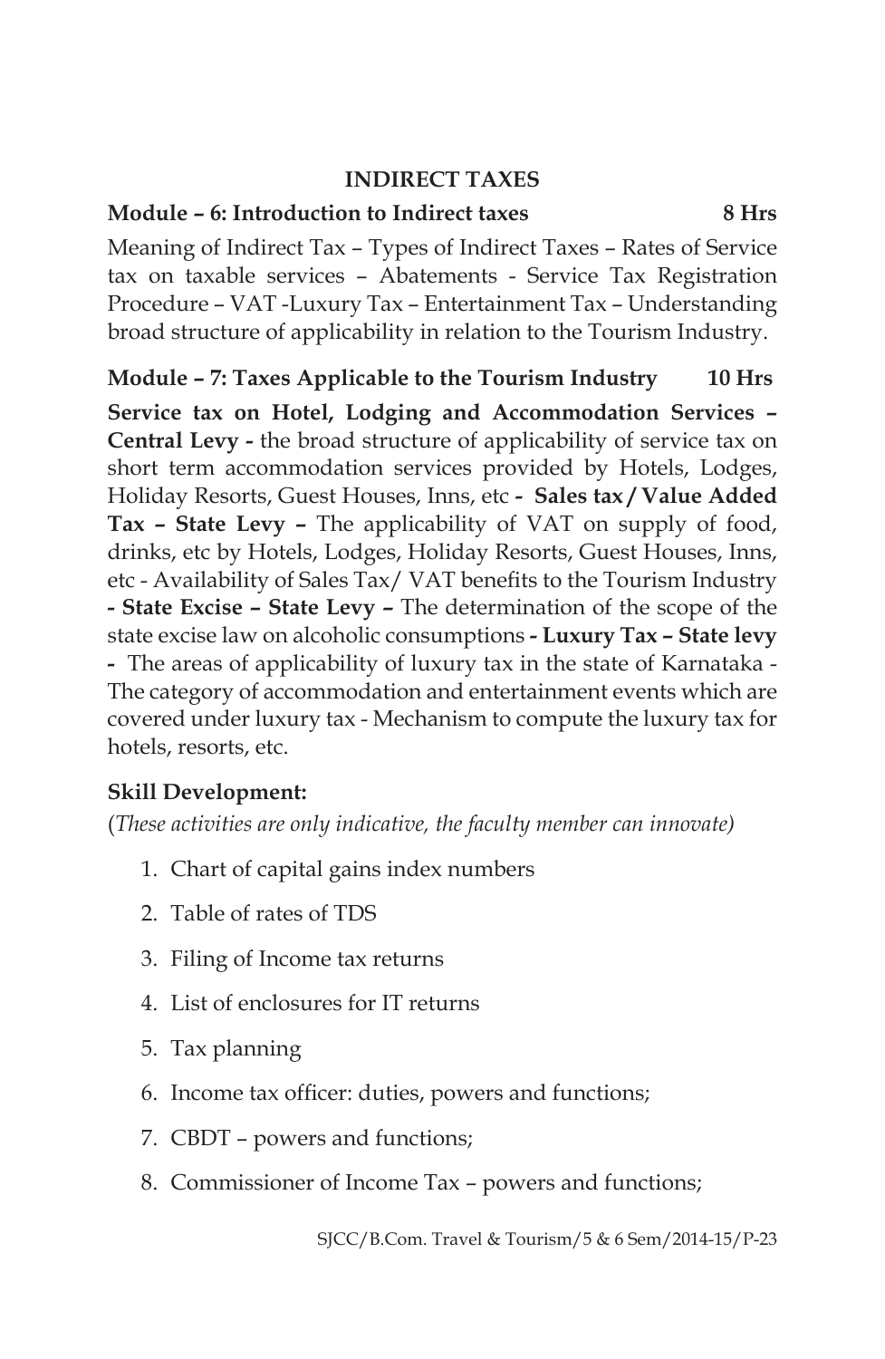## INDIRECT TAXES

**Module – 6: Introduction to Indirect taxes** **8 Hrs**

Meaning of Indirect Tax – Types of Indirect Taxes – Rates of Service tax on taxable services – Abatements - Service Tax Registration Procedure – VAT -Luxury Tax – Entertainment Tax – Understanding broad structure of applicability in relation to the Tourism Industry.

**Module – 7: Taxes Applicable to the Tourism Industry** **10 Hrs**

**Service tax on Hotel, Lodging and Accommodation Services – Central Levy -** the broad structure of applicability of service tax on short term accommodation services provided by Hotels, Lodges, Holiday Resorts, Guest Houses, Inns, etc **- Sales tax / Value Added Tax – State Levy –** The applicability of VAT on supply of food, drinks, etc by Hotels, Lodges, Holiday Resorts, Guest Houses, Inns, etc - Availability of Sales Tax/ VAT benefits to the Tourism Industry **- State Excise – State Levy –** The determination of the scope of the state excise law on alcoholic consumptions **- Luxury Tax – State levy -** The areas of applicability of luxury tax in the state of Karnataka - The category of accommodation and entertainment events which are covered under luxury tax - Mechanism to compute the luxury tax for hotels, resorts, etc.

**Skill Development:**

(*These activities are only indicative, the faculty member can innovate)*

1. Chart of capital gains index numbers
2. Table of rates of TDS
3. Filing of Income tax returns
4. List of enclosures for IT returns
5. Tax planning
6. Income tax officer: duties, powers and functions;
7. CBDT – powers and functions;
8. Commissioner of Income Tax – powers and functions;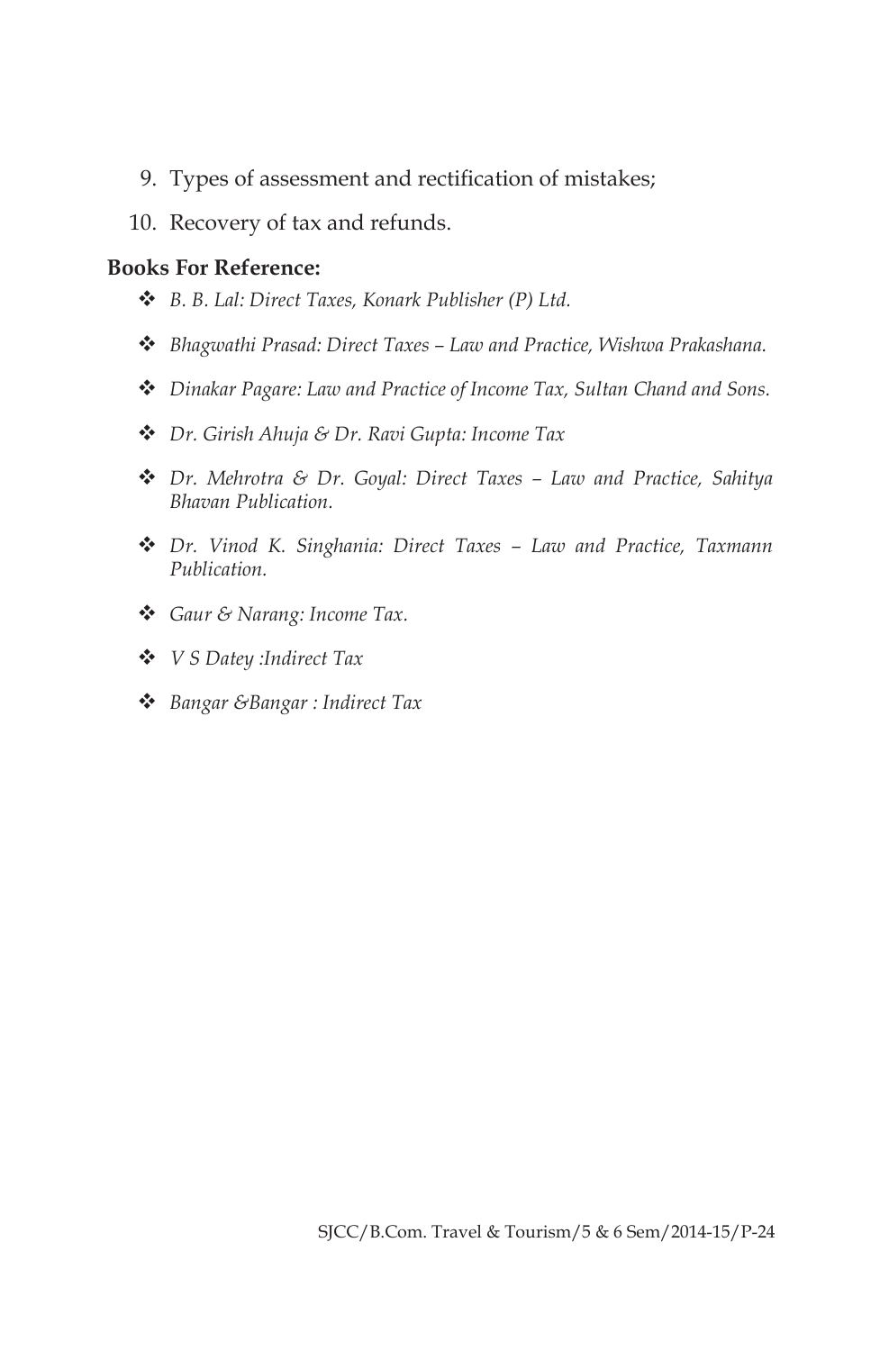9. Types of assessment and rectification of mistakes;
10. Recovery of tax and refunds.

**Books For Reference:**

- *B. B. Lal: Direct Taxes, Konark Publisher (P) Ltd.*
- *Bhagwathi Prasad: Direct Taxes – Law and Practice, Wishwa Prakashana.*
- *Dinakar Pagare: Law and Practice of Income Tax, Sultan Chand and Sons.*
- *Dr. Girish Ahuja & Dr. Ravi Gupta: Income Tax*
- *Dr. Mehrotra & Dr. Goyal: Direct Taxes – Law and Practice, Sahitya Bhavan Publication.*
- *Dr. Vinod K. Singhania: Direct Taxes – Law and Practice, Taxmann Publication.*
- *Gaur & Narang: Income Tax.*
- *V S Datey :Indirect Tax*
- *Bangar &Bangar : Indirect Tax*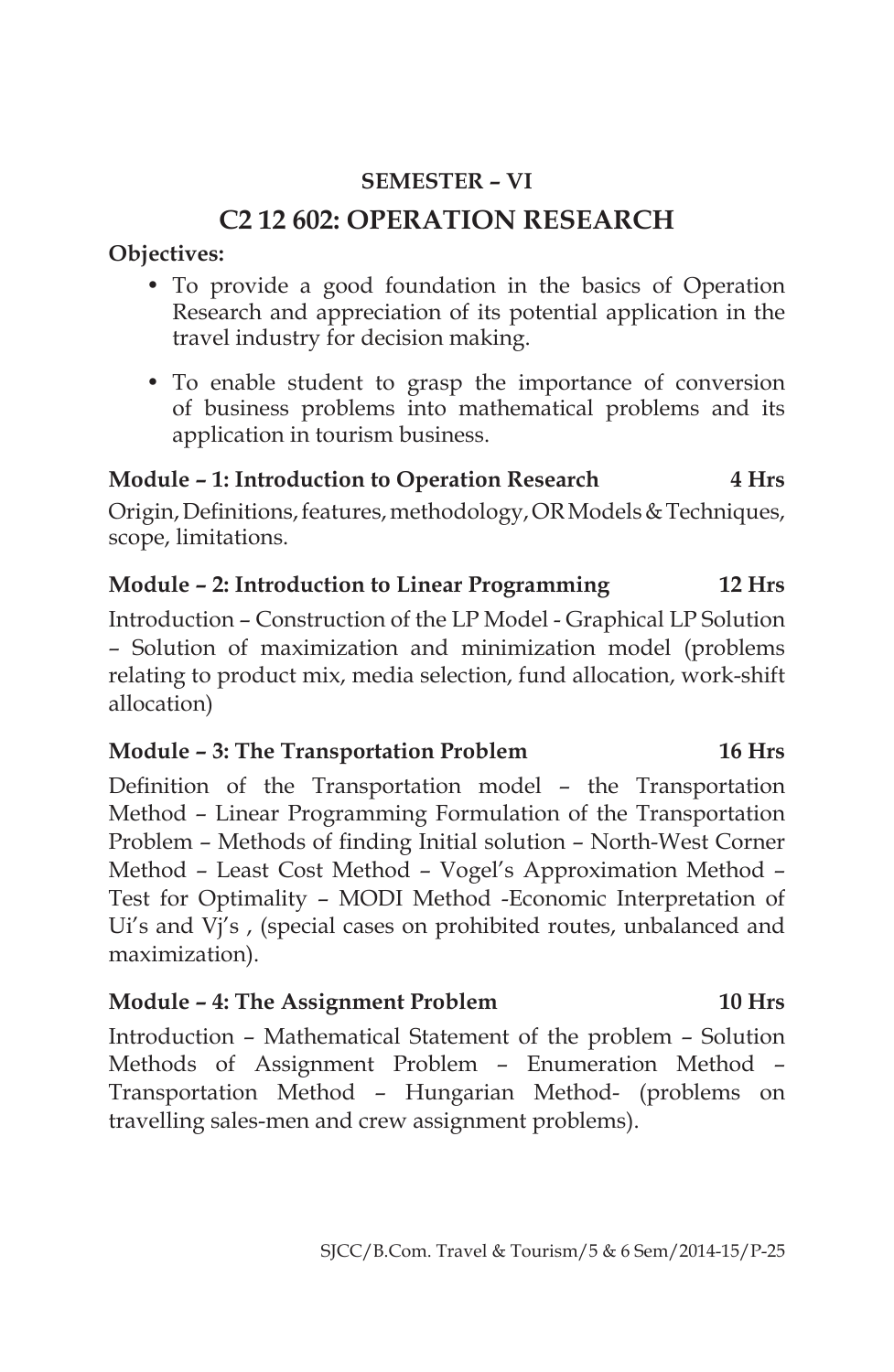**SEMESTER – VI**

# C2 12 602: OPERATION RESEARCH

**Objectives:**

- To provide a good foundation in the basics of Operation Research and appreciation of its potential application in the travel industry for decision making.
- To enable student to grasp the importance of conversion of business problems into mathematical problems and its application in tourism business.

**Module – 1: Introduction to Operation Research 4 Hrs**

Origin, Definitions, features, methodology, OR Models & Techniques, scope, limitations.

**Module – 2: Introduction to Linear Programming 12 Hrs**

Introduction – Construction of the LP Model - Graphical LP Solution – Solution of maximization and minimization model (problems relating to product mix, media selection, fund allocation, work-shift allocation)

**Module – 3: The Transportation Problem 16 Hrs**

Definition of the Transportation model – the Transportation Method – Linear Programming Formulation of the Transportation Problem – Methods of finding Initial solution – North-West Corner Method – Least Cost Method – Vogel's Approximation Method – Test for Optimality – MODI Method -Economic Interpretation of Ui's and Vj's , (special cases on prohibited routes, unbalanced and maximization).

**Module – 4: The Assignment Problem 10 Hrs**

Introduction – Mathematical Statement of the problem – Solution Methods of Assignment Problem – Enumeration Method – Transportation Method – Hungarian Method- (problems on travelling sales-men and crew assignment problems).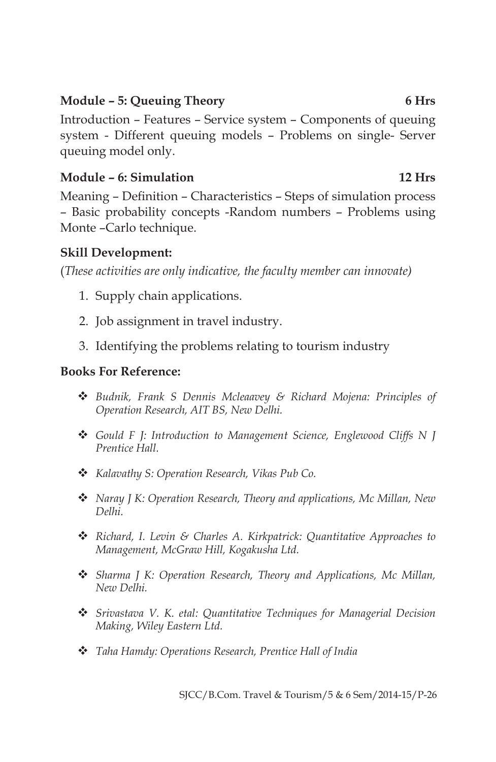**Module – 5: Queuing Theory 6 Hrs**

Introduction – Features – Service system – Components of queuing system - Different queuing models – Problems on single- Server queuing model only.

**Module – 6: Simulation 12 Hrs**

Meaning – Definition – Characteristics – Steps of simulation process – Basic probability concepts -Random numbers – Problems using Monte –Carlo technique.

**Skill Development:**

(*These activities are only indicative, the faculty member can innovate)*

1. Supply chain applications.
2. Job assignment in travel industry.
3. Identifying the problems relating to tourism industry

**Books For Reference:**

- *Budnik, Frank S Dennis Mcleaavey & Richard Mojena: Principles of Operation Research, AIT BS, New Delhi.*
- *Gould F J: Introduction to Management Science, Englewood Cliffs N J Prentice Hall.*
- *Kalavathy S: Operation Research, Vikas Pub Co.*
- *Naray J K: Operation Research, Theory and applications, Mc Millan, New Delhi.*
- *Richard, I. Levin & Charles A. Kirkpatrick: Quantitative Approaches to Management, McGraw Hill, Kogakusha Ltd.*
- *Sharma J K: Operation Research, Theory and Applications, Mc Millan, New Delhi.*
- *Srivastava V. K. etal: Quantitative Techniques for Managerial Decision Making, Wiley Eastern Ltd.*
- *Taha Hamdy: Operations Research, Prentice Hall of India*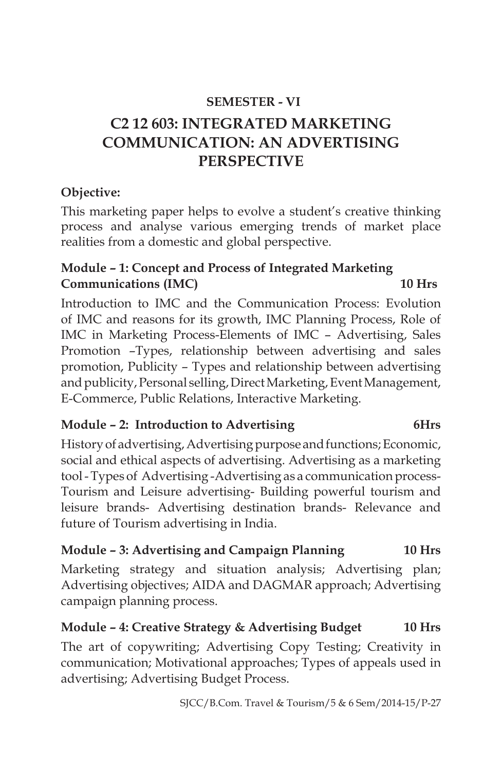**SEMESTER - VI**

# C2 12 603: INTEGRATED MARKETING COMMUNICATION: AN ADVERTISING PERSPECTIVE

**Objective:**

This marketing paper helps to evolve a student's creative thinking process and analyse various emerging trends of market place realities from a domestic and global perspective.

**Module – 1: Concept and Process of Integrated Marketing Communications (IMC) 10 Hrs**

Introduction to IMC and the Communication Process: Evolution of IMC and reasons for its growth, IMC Planning Process, Role of IMC in Marketing Process-Elements of IMC – Advertising, Sales Promotion –Types, relationship between advertising and sales promotion, Publicity – Types and relationship between advertising and publicity, Personal selling, Direct Marketing, Event Management, E-Commerce, Public Relations, Interactive Marketing.

**Module – 2: Introduction to Advertising 6Hrs**

History of advertising, Advertising purpose and functions; Economic, social and ethical aspects of advertising. Advertising as a marketing tool - Types of Advertising -Advertising as a communication process-Tourism and Leisure advertising- Building powerful tourism and leisure brands- Advertising destination brands- Relevance and future of Tourism advertising in India.

**Module – 3: Advertising and Campaign Planning 10 Hrs**

Marketing strategy and situation analysis; Advertising plan; Advertising objectives; AIDA and DAGMAR approach; Advertising campaign planning process.

**Module – 4: Creative Strategy & Advertising Budget 10 Hrs**

The art of copywriting; Advertising Copy Testing; Creativity in communication; Motivational approaches; Types of appeals used in advertising; Advertising Budget Process.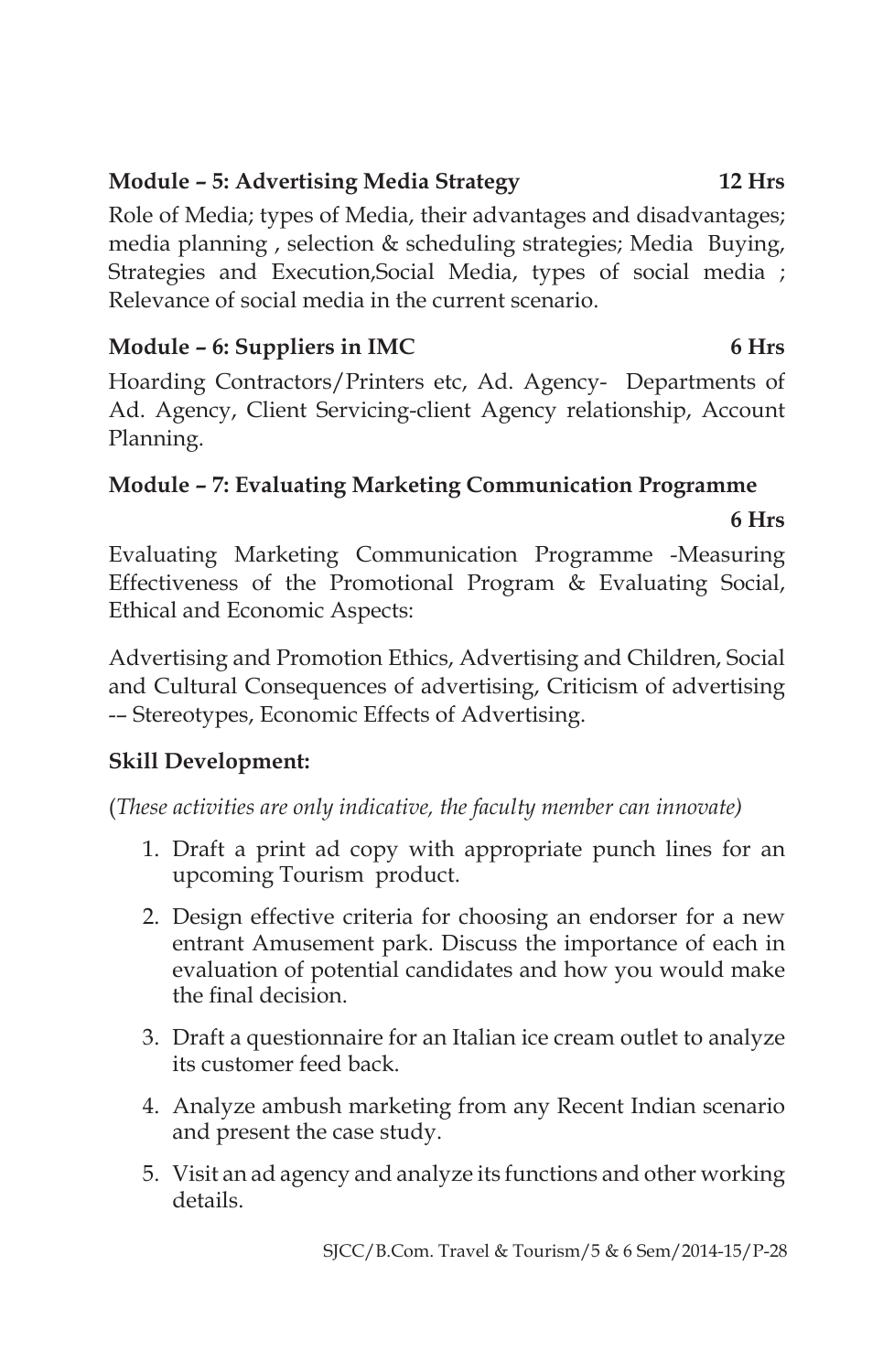**Module – 5: Advertising Media Strategy 12 Hrs**

Role of Media; types of Media, their advantages and disadvantages; media planning , selection & scheduling strategies; Media Buying, Strategies and Execution,Social Media, types of social media ; Relevance of social media in the current scenario.

**Module – 6: Suppliers in IMC 6 Hrs**

Hoarding Contractors/Printers etc, Ad. Agency- Departments of Ad. Agency, Client Servicing-client Agency relationship, Account Planning.

**Module – 7: Evaluating Marketing Communication Programme 6 Hrs**

Evaluating Marketing Communication Programme -Measuring Effectiveness of the Promotional Program & Evaluating Social, Ethical and Economic Aspects:

Advertising and Promotion Ethics, Advertising and Children, Social and Cultural Consequences of advertising, Criticism of advertising -– Stereotypes, Economic Effects of Advertising.

**Skill Development:**

(*These activities are only indicative, the faculty member can innovate)*

1. Draft a print ad copy with appropriate punch lines for an upcoming Tourism product.
2. Design effective criteria for choosing an endorser for a new entrant Amusement park. Discuss the importance of each in evaluation of potential candidates and how you would make the final decision.
3. Draft a questionnaire for an Italian ice cream outlet to analyze its customer feed back.
4. Analyze ambush marketing from any Recent Indian scenario and present the case study.
5. Visit an ad agency and analyze its functions and other working details.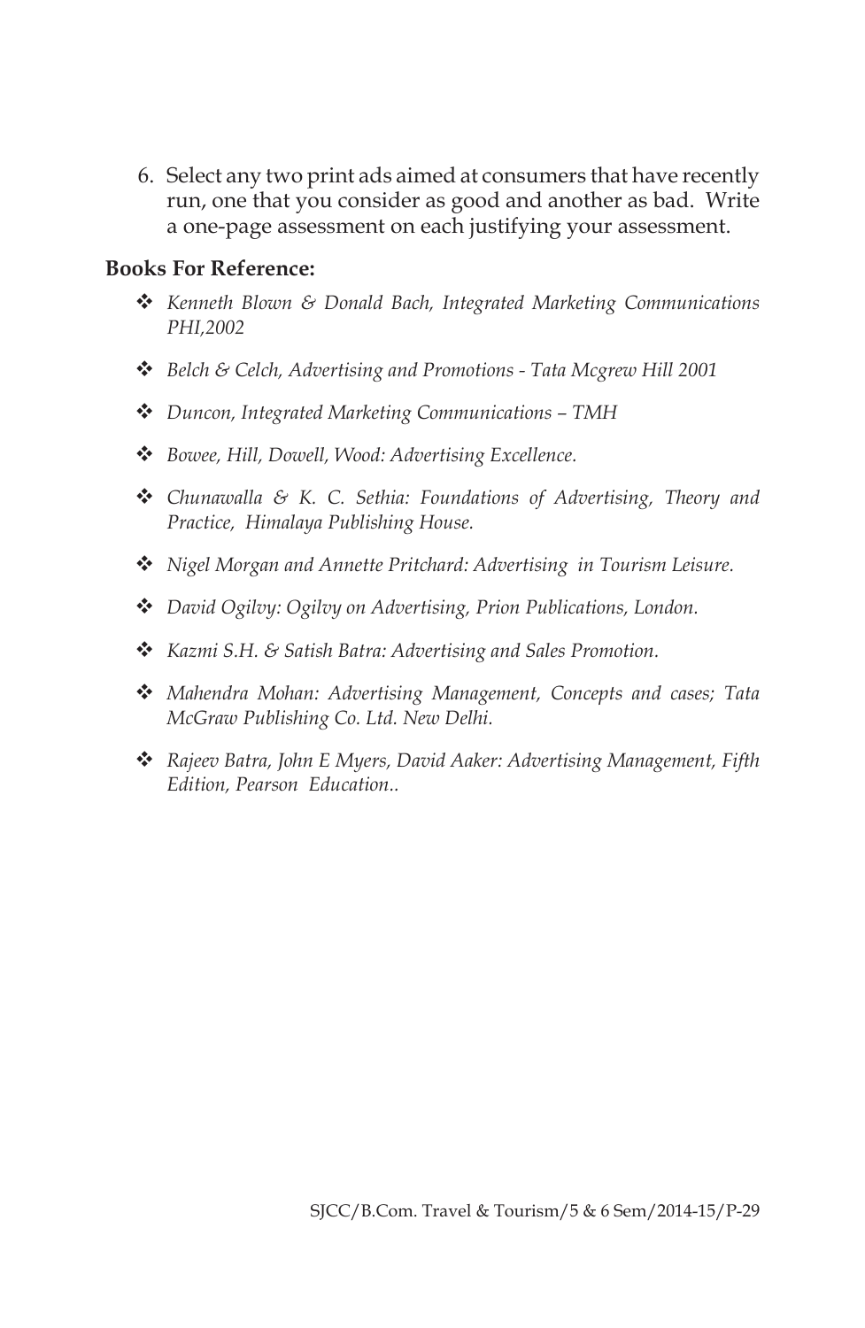6. Select any two print ads aimed at consumers that have recently run, one that you consider as good and another as bad. Write a one-page assessment on each justifying your assessment.

**Books For Reference:**

- *Kenneth Blown & Donald Bach, Integrated Marketing Communications PHI,2002*
- *Belch & Celch, Advertising and Promotions - Tata Mcgrew Hill 2001*
- *Duncon, Integrated Marketing Communications – TMH*
- *Bowee, Hill, Dowell, Wood: Advertising Excellence.*
- *Chunawalla & K. C. Sethia: Foundations of Advertising, Theory and Practice, Himalaya Publishing House.*
- *Nigel Morgan and Annette Pritchard: Advertising in Tourism Leisure.*
- *David Ogilvy: Ogilvy on Advertising, Prion Publications, London.*
- *Kazmi S.H. & Satish Batra: Advertising and Sales Promotion.*
- *Mahendra Mohan: Advertising Management, Concepts and cases; Tata McGraw Publishing Co. Ltd. New Delhi.*
- *Rajeev Batra, John E Myers, David Aaker: Advertising Management, Fifth Edition, Pearson Education..*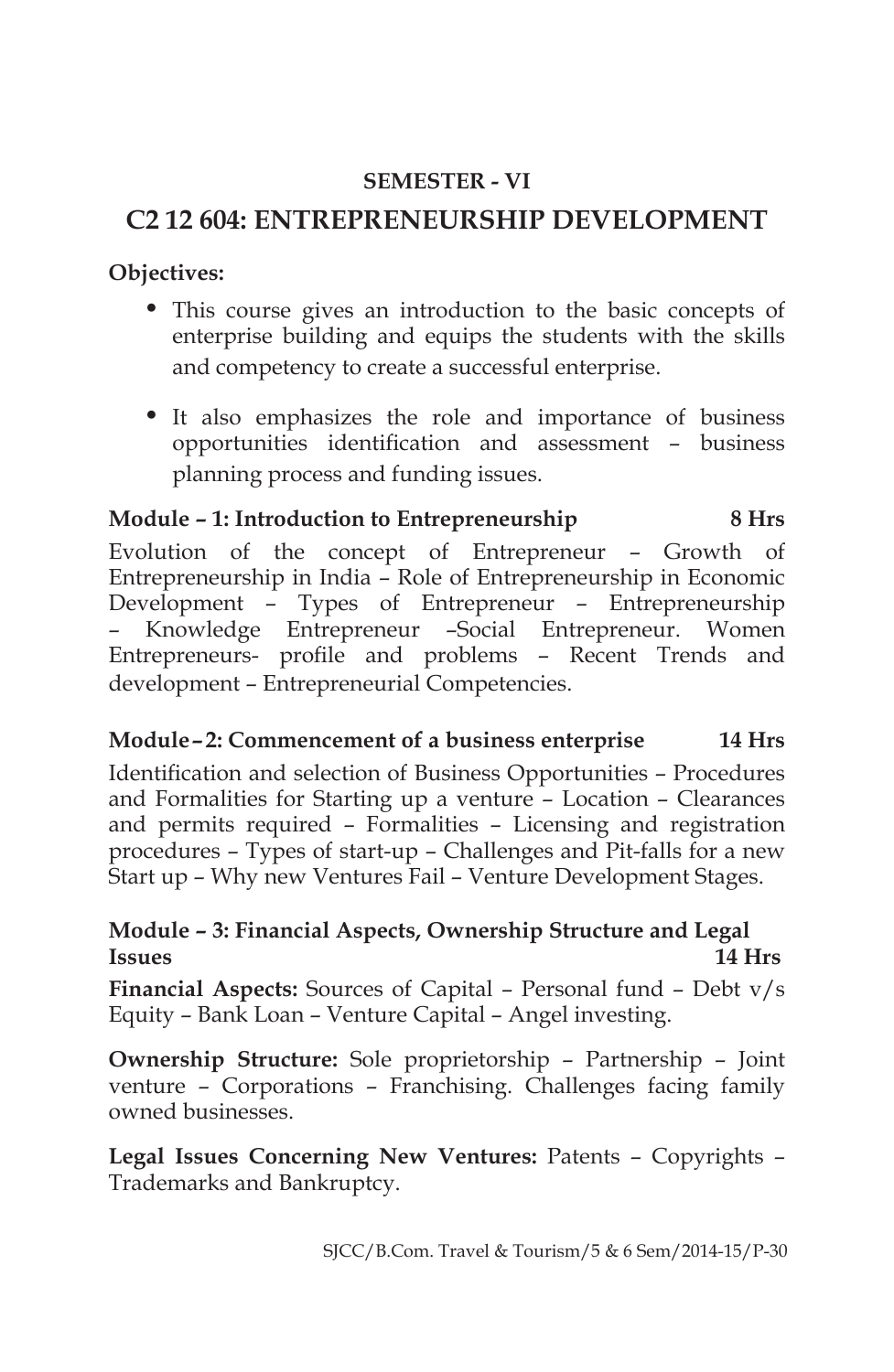**SEMESTER - VI**

# C2 12 604: ENTREPRENEURSHIP DEVELOPMENT

**Objectives:**

- This course gives an introduction to the basic concepts of enterprise building and equips the students with the skills and competency to create a successful enterprise.
- It also emphasizes the role and importance of business opportunities identification and assessment – business planning process and funding issues.

**Module – 1: Introduction to Entrepreneurship 8 Hrs**

Evolution of the concept of Entrepreneur – Growth of Entrepreneurship in India – Role of Entrepreneurship in Economic Development – Types of Entrepreneur – Entrepreneurship – Knowledge Entrepreneur –Social Entrepreneur. Women Entrepreneurs- profile and problems – Recent Trends and development – Entrepreneurial Competencies.

**Module–2: Commencement of a business enterprise 14 Hrs**

Identification and selection of Business Opportunities – Procedures and Formalities for Starting up a venture – Location – Clearances and permits required – Formalities – Licensing and registration procedures – Types of start-up – Challenges and Pit-falls for a new Start up – Why new Ventures Fail – Venture Development Stages.

**Module – 3: Financial Aspects, Ownership Structure and Legal Issues 14 Hrs**

**Financial Aspects:** Sources of Capital – Personal fund – Debt v/s Equity – Bank Loan – Venture Capital – Angel investing.

**Ownership Structure:** Sole proprietorship – Partnership – Joint venture – Corporations – Franchising. Challenges facing family owned businesses.

**Legal Issues Concerning New Ventures:** Patents – Copyrights – Trademarks and Bankruptcy.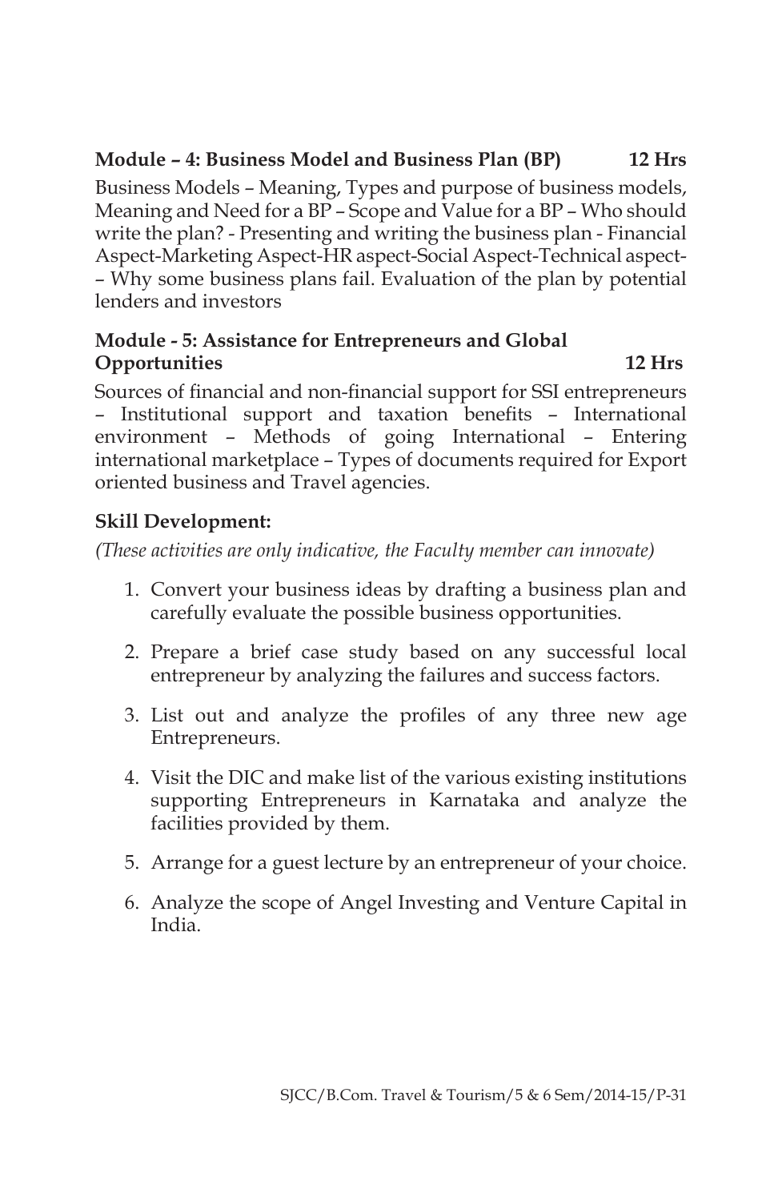**Module – 4: Business Model and Business Plan (BP) 12 Hrs**

Business Models – Meaning, Types and purpose of business models, Meaning and Need for a BP – Scope and Value for a BP – Who should write the plan? - Presenting and writing the business plan - Financial Aspect-Marketing Aspect-HR aspect-Social Aspect-Technical aspect-– Why some business plans fail. Evaluation of the plan by potential lenders and investors

**Module - 5: Assistance for Entrepreneurs and Global Opportunities 12 Hrs**

Sources of financial and non-financial support for SSI entrepreneurs – Institutional support and taxation benefits – International environment – Methods of going International – Entering international marketplace – Types of documents required for Export oriented business and Travel agencies.

**Skill Development:**

*(These activities are only indicative, the Faculty member can innovate)*

1. Convert your business ideas by drafting a business plan and carefully evaluate the possible business opportunities.
2. Prepare a brief case study based on any successful local entrepreneur by analyzing the failures and success factors.
3. List out and analyze the profiles of any three new age Entrepreneurs.
4. Visit the DIC and make list of the various existing institutions supporting Entrepreneurs in Karnataka and analyze the facilities provided by them.
5. Arrange for a guest lecture by an entrepreneur of your choice.
6. Analyze the scope of Angel Investing and Venture Capital in India.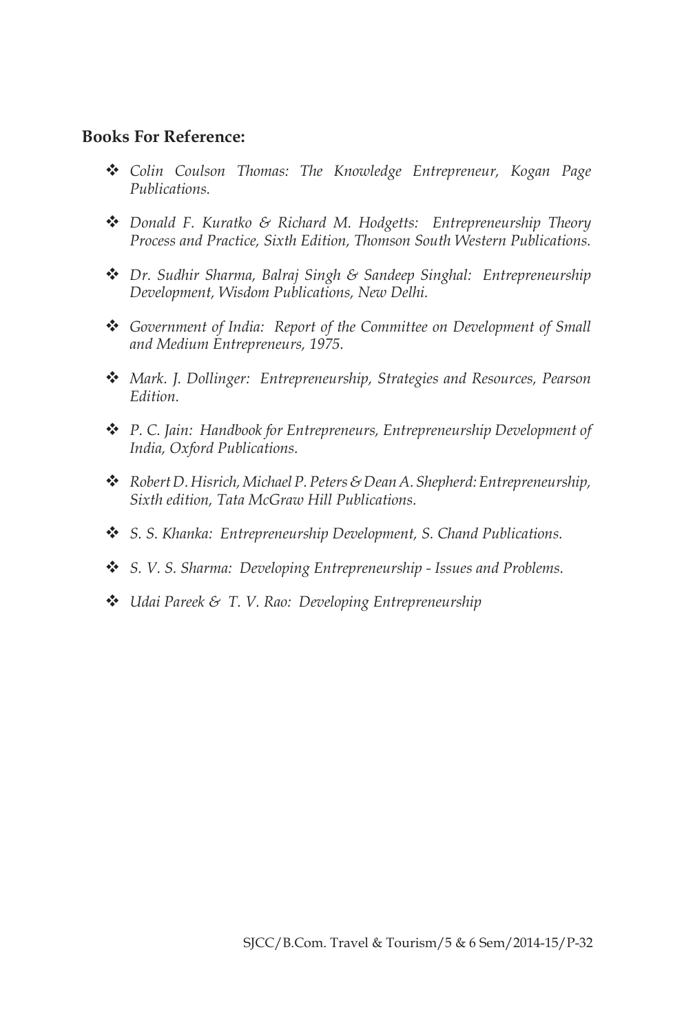**Books For Reference:**

- *Colin Coulson Thomas: The Knowledge Entrepreneur, Kogan Page Publications.*
- *Donald F. Kuratko & Richard M. Hodgetts: Entrepreneurship Theory Process and Practice, Sixth Edition, Thomson South Western Publications.*
- *Dr. Sudhir Sharma, Balraj Singh & Sandeep Singhal: Entrepreneurship Development, Wisdom Publications, New Delhi.*
- *Government of India: Report of the Committee on Development of Small and Medium Entrepreneurs, 1975.*
- *Mark. J. Dollinger: Entrepreneurship, Strategies and Resources, Pearson Edition.*
- *P. C. Jain: Handbook for Entrepreneurs, Entrepreneurship Development of India, Oxford Publications.*
- *Robert D. Hisrich, Michael P. Peters & Dean A. Shepherd: Entrepreneurship, Sixth edition, Tata McGraw Hill Publications.*
- *S. S. Khanka: Entrepreneurship Development, S. Chand Publications.*
- *S. V. S. Sharma: Developing Entrepreneurship - Issues and Problems.*
- *Udai Pareek & T. V. Rao: Developing Entrepreneurship*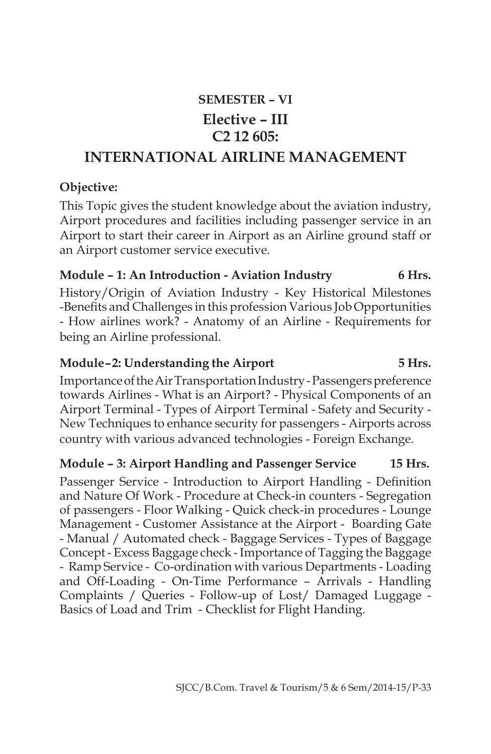## SEMESTER – VI

## Elective – III

## C2 12 605:

# INTERNATIONAL AIRLINE MANAGEMENT

**Objective:**

This Topic gives the student knowledge about the aviation industry, Airport procedures and facilities including passenger service in an Airport to start their career in Airport as an Airline ground staff or an Airport customer service executive.

**Module – 1: An Introduction - Aviation Industry 6 Hrs.**

History/Origin of Aviation Industry - Key Historical Milestones -Benefits and Challenges in this profession Various Job Opportunities - How airlines work? - Anatomy of an Airline - Requirements for being an Airline professional.

**Module–2: Understanding the Airport 5 Hrs.**

Importance of the Air Transportation Industry - Passengers preference towards Airlines - What is an Airport? - Physical Components of an Airport Terminal - Types of Airport Terminal - Safety and Security - New Techniques to enhance security for passengers - Airports across country with various advanced technologies - Foreign Exchange.

**Module – 3: Airport Handling and Passenger Service 15 Hrs.**

Passenger Service - Introduction to Airport Handling - Definition and Nature Of Work - Procedure at Check-in counters - Segregation of passengers - Floor Walking - Quick check-in procedures - Lounge Management - Customer Assistance at the Airport - Boarding Gate - Manual / Automated check - Baggage Services - Types of Baggage Concept - Excess Baggage check - Importance of Tagging the Baggage - Ramp Service - Co-ordination with various Departments - Loading and Off-Loading - On-Time Performance – Arrivals - Handling Complaints / Queries - Follow-up of Lost/ Damaged Luggage - Basics of Load and Trim - Checklist for Flight Handing.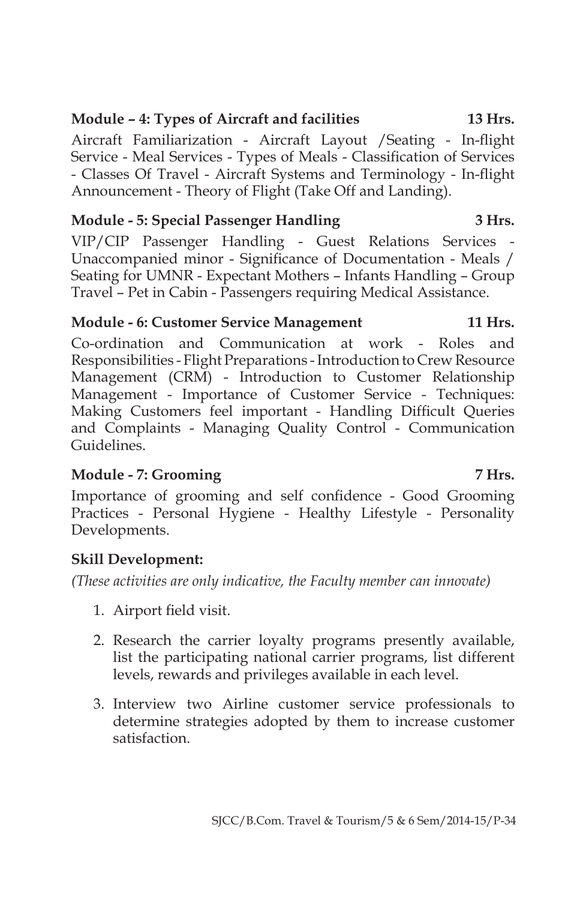**Module – 4: Types of Aircraft and facilities 13 Hrs.**

Aircraft Familiarization - Aircraft Layout /Seating - In-flight Service - Meal Services - Types of Meals - Classification of Services - Classes Of Travel - Aircraft Systems and Terminology - In-flight Announcement - Theory of Flight (Take Off and Landing).

**Module - 5: Special Passenger Handling 3 Hrs.**

VIP/CIP Passenger Handling - Guest Relations Services - Unaccompanied minor - Significance of Documentation - Meals / Seating for UMNR - Expectant Mothers – Infants Handling – Group Travel – Pet in Cabin - Passengers requiring Medical Assistance.

**Module - 6: Customer Service Management 11 Hrs.**

Co-ordination and Communication at work - Roles and Responsibilities - Flight Preparations - Introduction to Crew Resource Management (CRM) - Introduction to Customer Relationship Management - Importance of Customer Service - Techniques: Making Customers feel important - Handling Difficult Queries and Complaints - Managing Quality Control - Communication Guidelines.

**Module - 7: Grooming 7 Hrs.**

Importance of grooming and self confidence - Good Grooming Practices - Personal Hygiene - Healthy Lifestyle - Personality Developments.

**Skill Development:**

*(These activities are only indicative, the Faculty member can innovate)*

1. Airport field visit.
2. Research the carrier loyalty programs presently available, list the participating national carrier programs, list different levels, rewards and privileges available in each level.
3. Interview two Airline customer service professionals to determine strategies adopted by them to increase customer satisfaction.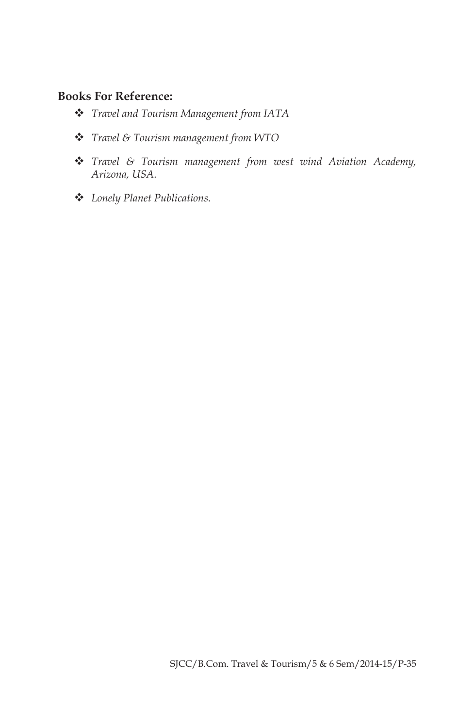**Books For Reference:**

- *Travel and Tourism Management from IATA*
- *Travel & Tourism management from WTO*
- *Travel & Tourism management from west wind Aviation Academy, Arizona, USA.*
- *Lonely Planet Publications.*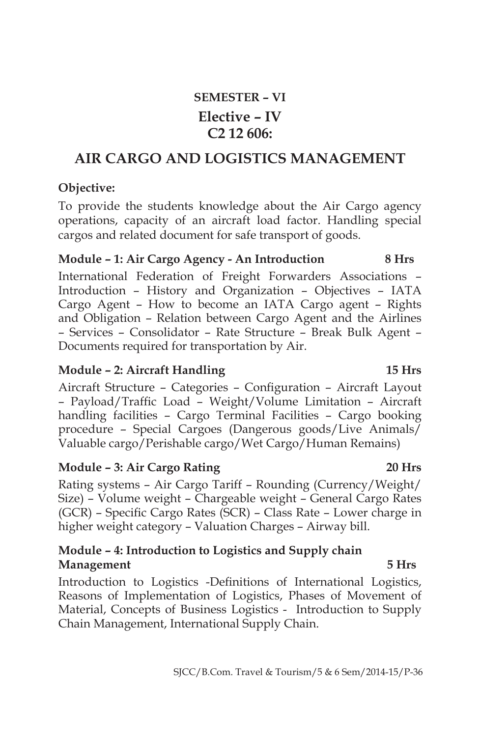**SEMESTER – VI**

**Elective – IV**

**C2 12 606:**

# AIR CARGO AND LOGISTICS MANAGEMENT

**Objective:**

To provide the students knowledge about the Air Cargo agency operations, capacity of an aircraft load factor. Handling special cargos and related document for safe transport of goods.

**Module – 1: Air Cargo Agency - An Introduction 8 Hrs**

International Federation of Freight Forwarders Associations – Introduction – History and Organization – Objectives – IATA Cargo Agent – How to become an IATA Cargo agent – Rights and Obligation – Relation between Cargo Agent and the Airlines – Services – Consolidator – Rate Structure – Break Bulk Agent – Documents required for transportation by Air.

**Module – 2: Aircraft Handling 15 Hrs**

Aircraft Structure – Categories – Configuration – Aircraft Layout – Payload/Traffic Load – Weight/Volume Limitation – Aircraft handling facilities – Cargo Terminal Facilities – Cargo booking procedure – Special Cargoes (Dangerous goods/Live Animals/ Valuable cargo/Perishable cargo/Wet Cargo/Human Remains)

**Module – 3: Air Cargo Rating 20 Hrs**

Rating systems – Air Cargo Tariff – Rounding (Currency/Weight/ Size) – Volume weight – Chargeable weight – General Cargo Rates (GCR) – Specific Cargo Rates (SCR) – Class Rate – Lower charge in higher weight category – Valuation Charges – Airway bill.

**Module – 4: Introduction to Logistics and Supply chain Management 5 Hrs**

Introduction to Logistics -Definitions of International Logistics, Reasons of Implementation of Logistics, Phases of Movement of Material, Concepts of Business Logistics - Introduction to Supply Chain Management, International Supply Chain.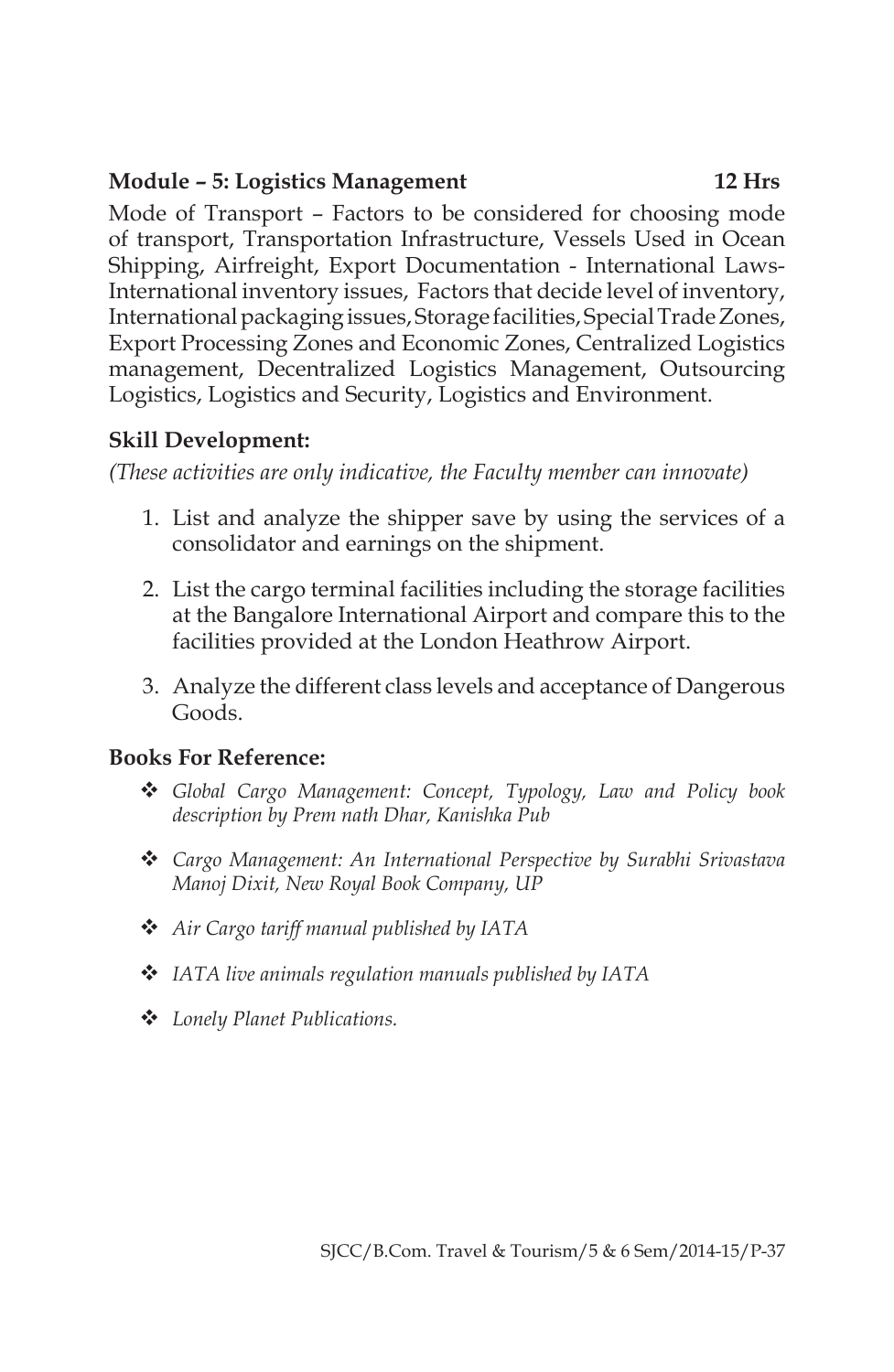**Module – 5: Logistics Management 12 Hrs**

Mode of Transport – Factors to be considered for choosing mode of transport, Transportation Infrastructure, Vessels Used in Ocean Shipping, Airfreight, Export Documentation - International Laws-International inventory issues, Factors that decide level of inventory, International packaging issues, Storage facilities, Special Trade Zones, Export Processing Zones and Economic Zones, Centralized Logistics management, Decentralized Logistics Management, Outsourcing Logistics, Logistics and Security, Logistics and Environment.

**Skill Development:**

*(These activities are only indicative, the Faculty member can innovate)*

1. List and analyze the shipper save by using the services of a consolidator and earnings on the shipment.
2. List the cargo terminal facilities including the storage facilities at the Bangalore International Airport and compare this to the facilities provided at the London Heathrow Airport.
3. Analyze the different class levels and acceptance of Dangerous Goods.

**Books For Reference:**

- *Global Cargo Management: Concept, Typology, Law and Policy book description by Prem nath Dhar, Kanishka Pub*
- *Cargo Management: An International Perspective by Surabhi Srivastava Manoj Dixit, New Royal Book Company, UP*
- *Air Cargo tariff manual published by IATA*
- *IATA live animals regulation manuals published by IATA*
- *Lonely Planet Publications.*